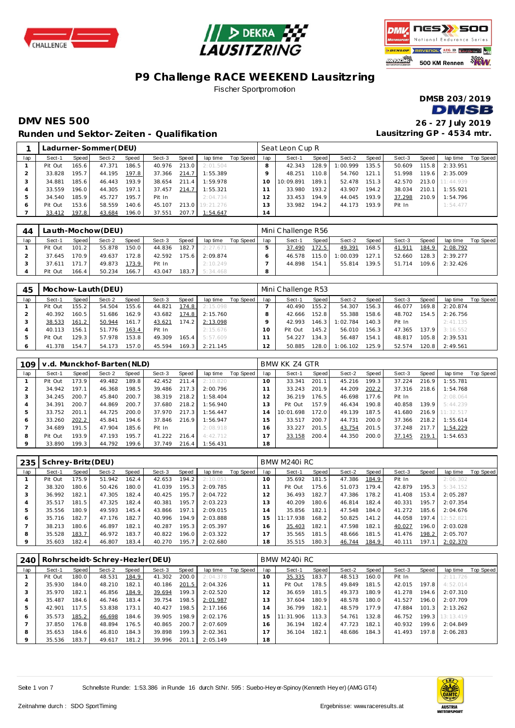# P9 Challenge RACE WEEKEND Lausitzring

Fischer Sportpromotion

DMSB 203/2019

## DMV NES 500

26 - 27 July 2019

## Runden und Sektor-Zeiten - Qualifikation

Lausitzring GP - 4534 mtr.

### 1 Ladurner-Sommer(DEU) — Seat Leon Cup R

| lap | Sect-1 | Speed | Sect-2 | Speed | Sect-3 | Speed | lap time | Top Speed | lap | Sect-1 | Speed | Sect-2 | Speed | Sect-3 | Speed | lap time | Top Speed |
|---|---|---|---|---|---|---|---|---|---|---|---|---|---|---|---|---|---|
| 1 | Pit Out | 165.6 | 47.371 | 186.5 | 40.976 | 213.0 | 2:01.504 | | 8 | 42.343 | 128.9 | 1:00.999 | 135.5 | 50.609 | 115.8 | 2:33.951 | |
| 2 | 33.828 | 195.7 | 44.195 | 197.8 | 37.366 | 214.7 | 1:55.389 | | 9 | 48.251 | 110.8 | 54.760 | 121.1 | 51.998 | 119.6 | 2:35.009 | |
| 3 | 34.881 | 185.6 | 46.443 | 193.9 | 38.654 | 211.4 | 1:59.978 | | 10 | 10:09.891 | 189.1 | 52.478 | 151.3 | 42.570 | 213.0 | 11:44.939 | |
| 4 | 33.559 | 196.0 | 44.305 | 197.1 | 37.457 | 214.7 | 1:55.321 | | 11 | 33.980 | 193.2 | 43.907 | 194.2 | 38.034 | 210.1 | 1:55.921 | |
| 5 | 34.540 | 185.9 | 45.727 | 195.7 | Pit In | | 2:04.734 | | 12 | 33.453 | 194.9 | 44.045 | 193.9 | 37.298 | 210.9 | 1:54.796 | |
| 6 | Pit Out | 153.6 | 58.559 | 140.6 | 45.107 | 213.0 | 19:21.276 | | 13 | 33.982 | 194.2 | 44.173 | 193.9 | Pit In | | 1:54.477 | |
| 7 | 33.412 | 197.8 | 43.684 | 196.0 | 37.551 | 207.7 | 1:54.647 | | 14 | | | | | | | | |

### 44 Lauth-Mochow(DEU) — Mini Challenge R56

| lap | Sect-1 | Speed | Sect-2 | Speed | Sect-3 | Speed | lap time | Top Speed | lap | Sect-1 | Speed | Sect-2 | Speed | Sect-3 | Speed | lap time | Top Speed |
|---|---|---|---|---|---|---|---|---|---|---|---|---|---|---|---|---|---|
| 1 | Pit Out | 101.2 | 55.878 | 150.0 | 44.836 | 182.7 | 2:27.671 | | 5 | 37.490 | 172.5 | 49.391 | 168.5 | 41.911 | 184.9 | 2:08.792 | |
| 2 | 37.645 | 170.9 | 49.637 | 172.8 | 42.592 | 175.6 | 2:09.874 | | 6 | 46.578 | 115.0 | 1:00.039 | 127.1 | 52.660 | 128.3 | 2:39.277 | |
| 3 | 37.611 | 171.7 | 49.873 | 173.9 | Pit In | | 2:10.249 | | 7 | 44.898 | 154.1 | 55.814 | 139.5 | 51.714 | 109.6 | 2:32.426 | |
| 4 | Pit Out | 166.4 | 50.234 | 166.7 | 43.047 | 183.7 | 5:34.468 | | 8 | | | | | | | | |

### 45 Mochow-Lauth(DEU) — Mini Challenge R53

| lap | Sect-1 | Speed | Sect-2 | Speed | Sect-3 | Speed | lap time | Top Speed | lap | Sect-1 | Speed | Sect-2 | Speed | Sect-3 | Speed | lap time | Top Speed |
|---|---|---|---|---|---|---|---|---|---|---|---|---|---|---|---|---|---|
| 1 | Pit Out | 155.2 | 54.504 | 155.6 | 44.821 | 174.8 | 2:15.098 | | 7 | 40.490 | 155.2 | 54.307 | 156.3 | 46.077 | 169.8 | 2:20.874 | |
| 2 | 40.392 | 160.5 | 51.686 | 162.9 | 43.682 | 174.8 | 2:15.760 | | 8 | 42.666 | 152.8 | 55.388 | 158.6 | 48.702 | 154.5 | 2:26.756 | |
| 3 | 38.533 | 161.2 | 50.944 | 161.7 | 43.621 | 174.2 | 2:13.098 | | 9 | 42.993 | 146.3 | 1:02.784 | 140.3 | Pit In | | 2:41.135 | |
| 4 | 40.113 | 156.1 | 51.776 | 163.4 | Pit In | | 2:15.676 | | 10 | Pit Out | 145.2 | 56.010 | 156.3 | 47.365 | 137.9 | 3:16.552 | |
| 5 | Pit Out | 129.3 | 57.978 | 153.8 | 49.309 | 165.4 | 5:57.609 | | 11 | 54.227 | 134.3 | 56.487 | 154.1 | 48.817 | 105.8 | 2:39.531 | |
| 6 | 41.378 | 154.7 | 54.173 | 157.0 | 45.594 | 169.3 | 2:21.145 | | 12 | 50.885 | 128.0 | 1:06.102 | 125.9 | 52.574 | 120.8 | 2:49.561 | |

### 109 v.d. Munckhof-Barten(NLD) — BMW KK Z4 GTR

| lap | Sect-1 | Speed | Sect-2 | Speed | Sect-3 | Speed | lap time | Top Speed | lap | Sect-1 | Speed | Sect-2 | Speed | Sect-3 | Speed | lap time | Top Speed |
|---|---|---|---|---|---|---|---|---|---|---|---|---|---|---|---|---|---|
| 1 | Pit Out | 173.9 | 49.482 | 189.8 | 42.452 | 211.4 | 2:10.820 | | 10 | 33.341 | 201.1 | 45.216 | 199.3 | 37.224 | 216.9 | 1:55.781 | |
| 2 | 34.942 | 197.1 | 46.368 | 198.5 | 39.486 | 217.3 | 2:00.796 | | 11 | 33.243 | 201.9 | 44.209 | 202.2 | 37.316 | 218.6 | 1:54.768 | |
| 3 | 34.245 | 200.7 | 45.840 | 200.7 | 38.319 | 218.2 | 1:58.404 | | 12 | 36.219 | 176.5 | 46.698 | 177.6 | Pit In | | 2:08.064 | |
| 4 | 34.391 | 200.7 | 44.869 | 200.7 | 37.680 | 218.2 | 1:56.940 | | 13 | Pit Out | 157.9 | 46.434 | 190.8 | 40.858 | 139.9 | 5:44.239 | |
| 5 | 33.752 | 201.1 | 44.725 | 200.0 | 37.970 | 217.3 | 1:56.447 | | 14 | 10:01.698 | 172.0 | 49.139 | 187.5 | 41.680 | 216.9 | 11:32.517 | |
| 6 | 33.260 | 202.2 | 45.841 | 194.6 | 37.846 | 216.9 | 1:56.947 | | 15 | 33.517 | 200.7 | 44.731 | 200.0 | 37.366 | 218.2 | 1:55.614 | |
| 7 | 34.689 | 191.5 | 47.904 | 185.6 | Pit In | | 2:08.918 | | 16 | 33.227 | 201.5 | 43.754 | 201.5 | 37.248 | 217.7 | 1:54.229 | |
| 8 | Pit Out | 193.9 | 47.193 | 195.7 | 41.222 | 216.4 | 4:42.712 | | 17 | 33.158 | 200.4 | 44.350 | 200.0 | 37.145 | 219.1 | 1:54.653 | |
| 9 | 33.890 | 199.3 | 44.792 | 199.6 | 37.749 | 216.4 | 1:56.431 | | 18 | | | | | | | | |

### 235 Schrey-Britz(DEU) — BMW M240i RC

| lap | Sect-1 | Speed | Sect-2 | Speed | Sect-3 | Speed | lap time | Top Speed | lap | Sect-1 | Speed | Sect-2 | Speed | Sect-3 | Speed | lap time | Top Speed |
|---|---|---|---|---|---|---|---|---|---|---|---|---|---|---|---|---|---|
| 1 | Pit Out | 175.9 | 51.942 | 162.4 | 42.653 | 194.2 | 2:10.051 | | 10 | 35.692 | 181.5 | 47.386 | 184.9 | Pit In | | 2:06.302 | |
| 2 | 38.320 | 180.6 | 50.426 | 180.0 | 41.039 | 195.3 | 2:09.785 | | 11 | Pit Out | 175.6 | 51.073 | 179.4 | 42.879 | 195.3 | 5:34.152 | |
| 3 | 36.992 | 182.1 | 47.305 | 182.4 | 40.425 | 195.7 | 2:04.722 | | 12 | 36.493 | 182.7 | 47.386 | 178.2 | 41.408 | 153.4 | 2:05.287 | |
| 4 | 35.517 | 181.5 | 47.325 | 182.4 | 40.381 | 195.7 | 2:03.223 | | 13 | 40.209 | 180.6 | 46.814 | 182.4 | 40.331 | 195.7 | 2:07.354 | |
| 5 | 35.556 | 180.9 | 49.593 | 145.4 | 43.866 | 197.1 | 2:09.015 | | 14 | 35.856 | 182.1 | 47.548 | 184.0 | 41.272 | 185.6 | 2:04.676 | |
| 6 | 35.716 | 182.7 | 47.176 | 182.7 | 40.996 | 194.9 | 2:03.888 | | 15 | 11:17.938 | 168.2 | 50.825 | 141.2 | 44.058 | 197.4 | 12:52.821 | |
| 7 | 38.213 | 180.6 | 46.897 | 182.1 | 40.287 | 195.3 | 2:05.397 | | 16 | 35.403 | 182.1 | 47.598 | 182.1 | 40.027 | 196.0 | 2:03.028 | |
| 8 | 35.528 | 183.7 | 46.972 | 183.7 | 40.822 | 196.0 | 2:03.322 | | 17 | 35.565 | 181.5 | 48.666 | 181.5 | 41.476 | 198.2 | 2:05.707 | |
| 9 | 35.603 | 182.4 | 46.807 | 183.4 | 40.270 | 195.7 | 2:02.680 | | 18 | 35.515 | 180.3 | 46.744 | 184.9 | 40.111 | 197.1 | 2:02.370 | |

### 240 Rohrscheidt-Schrey-Hezler(DEU) — BMW M240i RC

| lap | Sect-1 | Speed | Sect-2 | Speed | Sect-3 | Speed | lap time | Top Speed | lap | Sect-1 | Speed | Sect-2 | Speed | Sect-3 | Speed | lap time | Top Speed |
|---|---|---|---|---|---|---|---|---|---|---|---|---|---|---|---|---|---|
| 1 | Pit Out | 180.0 | 48.531 | 184.9 | 41.302 | 200.0 | 2:04.378 | | 10 | 35.335 | 183.7 | 48.513 | 160.0 | Pit In | | 2:11.726 | |
| 2 | 35.930 | 184.0 | 48.210 | 182.1 | 40.186 | 201.5 | 2:04.326 | | 11 | Pit Out | 178.5 | 49.849 | 181.5 | 42.015 | 197.8 | 4:52.014 | |
| 3 | 35.970 | 182.1 | 46.856 | 184.9 | 39.694 | 199.3 | 2:02.520 | | 12 | 36.659 | 181.5 | 49.373 | 180.9 | 41.278 | 194.6 | 2:07.310 | |
| 4 | 35.487 | 184.6 | 46.746 | 183.4 | 39.754 | 198.5 | 2:01.987 | | 13 | 37.604 | 180.9 | 48.578 | 180.0 | 41.527 | 196.0 | 2:07.709 | |
| 5 | 42.901 | 117.5 | 53.838 | 173.1 | 40.427 | 198.5 | 2:17.166 | | 14 | 36.799 | 182.1 | 48.579 | 177.9 | 47.884 | 101.3 | 2:13.262 | |
| 6 | 35.573 | 185.2 | 46.698 | 184.6 | 39.905 | 198.9 | 2:02.176 | | 15 | 11:31.906 | 113.3 | 54.761 | 132.8 | 46.752 | 199.3 | 13:13.419 | |
| 7 | 37.850 | 176.8 | 48.894 | 176.5 | 40.865 | 200.7 | 2:07.609 | | 16 | 36.194 | 182.4 | 47.723 | 182.1 | 40.932 | 199.6 | 2:04.849 | |
| 8 | 35.653 | 184.6 | 46.810 | 184.3 | 39.898 | 199.3 | 2:02.361 | | 17 | 36.104 | 182.1 | 48.686 | 184.3 | 41.493 | 197.8 | 2:06.283 | |
| 9 | 35.536 | 183.7 | 49.617 | 181.2 | 39.996 | 201.1 | 2:05.149 | | 18 | | | | | | | | |

Schnellste Runde: 1:53.386 in Runde 16 durch StNr. 595 : Suebo-Heyer-Spinoy (Kenneth Heyer) (AMG GT4)

Zeitnahme durch : SDO SportTiming

Ergebnisse: www.raceresults.at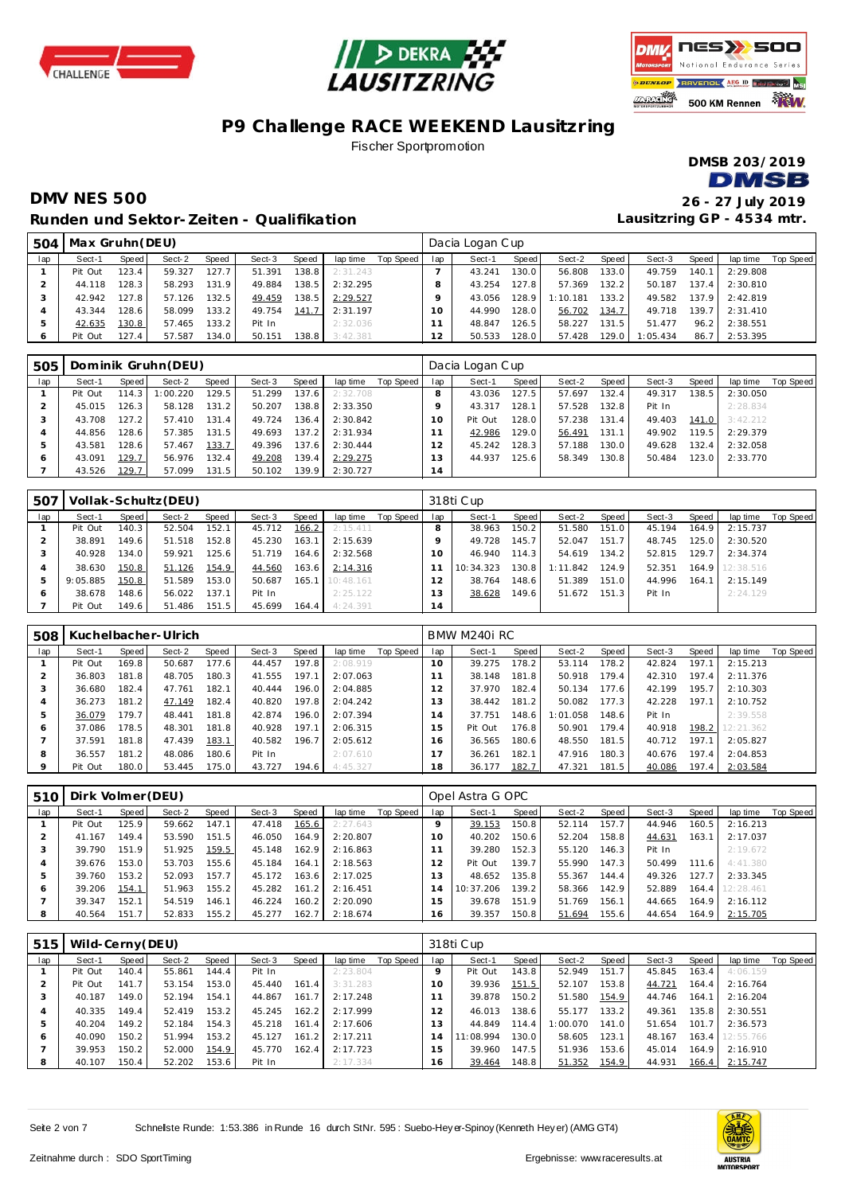# P9 Challenge RACE WEEKEND Lausitzring

Fischer Sportpromotion

DMSB 203/2019

## DMV NES 500

26 - 27 July 2019

### Runden und Sektor-Zeiten - Qualifikation

Lausitzring GP - 4534 mtr.

**504 | Max Gruhn(DEU)** — Dacia Logan Cup

| lap | Sect-1 | Speed | Sect-2 | Speed | Sect-3 | Speed | lap time | Top Speed | lap | Sect-1 | Speed | Sect-2 | Speed | Sect-3 | Speed | lap time | Top Speed |
|---|---|---|---|---|---|---|---|---|---|---|---|---|---|---|---|---|---|
| 1 | Pit Out | 123.4 | 59.327 | 127.7 | 51.391 | 138.8 | 2:31.243 | | 7 | 43.241 | 130.0 | 56.808 | 133.0 | 49.759 | 140.1 | 2:29.808 | |
| 2 | 44.118 | 128.3 | 58.293 | 131.9 | 49.884 | 138.5 | 2:32.295 | | 8 | 43.254 | 127.8 | 57.369 | 132.2 | 50.187 | 137.4 | 2:30.810 | |
| 3 | 42.942 | 127.8 | 57.126 | 132.5 | 49.459 | 138.5 | 2:29.527 | | 9 | 43.056 | 128.9 | 1:10.181 | 133.2 | 49.582 | 137.9 | 2:42.819 | |
| 4 | 43.344 | 128.6 | 58.094 | 133.2 | 49.754 | 141.7 | 2:31.197 | | 10 | 44.990 | 128.0 | 56.702 | 134.7 | 49.718 | 139.7 | 2:31.410 | |
| 5 | 42.635 | 130.8 | 57.465 | 133.2 | Pit In | | 2:32.036 | | 11 | 48.847 | 126.5 | 58.227 | 131.5 | 51.477 | 96.2 | 2:38.551 | |
| 6 | Pit Out | 127.4 | 57.587 | 134.0 | 50.151 | 138.8 | 3:42.381 | | 12 | 50.533 | 128.0 | 57.428 | 129.0 | 1:05.434 | 86.7 | 2:53.395 | |

**505 | Dominik Gruhn(DEU)** — Dacia Logan Cup

| lap | Sect-1 | Speed | Sect-2 | Speed | Sect-3 | Speed | lap time | Top Speed | lap | Sect-1 | Speed | Sect-2 | Speed | Sect-3 | Speed | lap time | Top Speed |
|---|---|---|---|---|---|---|---|---|---|---|---|---|---|---|---|---|---|
| 1 | Pit Out | 114.3 | 1:00.220 | 129.5 | 51.299 | 137.6 | 2:32.708 | | 8 | 43.036 | 127.5 | 57.697 | 132.4 | 49.317 | 138.5 | 2:30.050 | |
| 2 | 38.891 | 149.6 | 58.128 | 131.2 | 50.207 | 138.8 | 2:33.350 | | 9 | 43.317 | 128.1 | 57.528 | 132.8 | Pit In | | 2:28.834 | |
| 3 | 43.708 | 127.2 | 57.410 | 131.4 | 49.724 | 136.4 | 2:30.842 | | 10 | Pit Out | 128.0 | 57.238 | 131.4 | 49.403 | 141.0 | 3:42.212 | |
| 4 | 44.856 | 128.6 | 57.385 | 131.5 | 49.693 | 137.2 | 2:31.934 | | 11 | 42.986 | 129.0 | 56.491 | 131.1 | 49.902 | 119.5 | 2:29.379 | |
| 5 | 43.581 | 128.6 | 57.467 | 133.7 | 49.396 | 137.6 | 2:30.444 | | 12 | 45.242 | 128.3 | 57.188 | 130.0 | 49.628 | 132.4 | 2:32.058 | |
| 6 | 43.091 | 129.7 | 56.976 | 132.4 | 49.208 | 139.4 | 2:29.275 | | 13 | 44.937 | 125.6 | 58.349 | 130.8 | 50.484 | 123.0 | 2:33.770 | |
| 7 | 43.526 | 129.7 | 57.099 | 131.5 | 50.102 | 139.9 | 2:30.727 | | 14 | | | | | | | | |

**507 | Vollak-Schultz(DEU)** — 318ti Cup

| lap | Sect-1 | Speed | Sect-2 | Speed | Sect-3 | Speed | lap time | Top Speed | lap | Sect-1 | Speed | Sect-2 | Speed | Sect-3 | Speed | lap time | Top Speed |
|---|---|---|---|---|---|---|---|---|---|---|---|---|---|---|---|---|---|
| 1 | Pit Out | 140.3 | 52.504 | 152.1 | 45.712 | 166.2 | 2:15.411 | | 8 | 38.963 | 150.2 | 51.580 | 151.0 | 45.194 | 164.9 | 2:15.737 | |
| 2 | 49.728 | 145.7 | 51.518 | 152.8 | 45.230 | 163.1 | 2:15.639 | | 9 | 49.728 | 145.7 | 52.047 | 151.7 | 48.745 | 125.0 | 2:30.520 | |
| 3 | 40.928 | 134.0 | 59.921 | 125.6 | 51.719 | 164.6 | 2:32.568 | | 10 | 46.940 | 114.3 | 54.619 | 134.2 | 52.815 | 129.7 | 2:34.374 | |
| 4 | 38.630 | 150.8 | 51.126 | 154.9 | 44.560 | 163.6 | 2:14.316 | | 11 | 10:34.323 | 130.8 | 1:11.842 | 124.9 | 52.351 | 164.9 | 12:38.516 | |
| 5 | 9:05.885 | 150.8 | 51.589 | 153.0 | 50.687 | 165.1 | 10:48.161 | | 12 | 38.764 | 148.6 | 51.389 | 151.0 | 44.996 | 164.1 | 2:15.149 | |
| 6 | 38.678 | 148.6 | 56.022 | 137.1 | Pit In | | 2:25.122 | | 13 | 38.628 | 149.6 | 51.672 | 151.3 | Pit In | | 2:24.129 | |
| 7 | Pit Out | 149.6 | 51.486 | 151.5 | 45.699 | 164.4 | 4:24.391 | | 14 | | | | | | | | |

**508 | Kuchelbacher-Ulrich** — BMW M240i RC

| lap | Sect-1 | Speed | Sect-2 | Speed | Sect-3 | Speed | lap time | Top Speed | lap | Sect-1 | Speed | Sect-2 | Speed | Sect-3 | Speed | lap time | Top Speed |
|---|---|---|---|---|---|---|---|---|---|---|---|---|---|---|---|---|---|
| 1 | Pit Out | 169.8 | 50.687 | 177.6 | 44.457 | 197.8 | 2:08.919 | | 10 | 39.275 | 178.2 | 53.114 | 178.2 | 42.824 | 197.1 | 2:15.213 | |
| 2 | 36.803 | 181.8 | 48.705 | 180.3 | 41.555 | 197.1 | 2:07.063 | | 11 | 38.148 | 181.8 | 50.918 | 179.4 | 42.310 | 197.4 | 2:11.376 | |
| 3 | 36.680 | 182.4 | 47.761 | 182.1 | 40.444 | 196.0 | 2:04.885 | | 12 | 37.970 | 182.4 | 50.134 | 177.6 | 42.199 | 195.7 | 2:10.303 | |
| 4 | 36.273 | 181.2 | 47.149 | 182.4 | 40.820 | 197.8 | 2:04.242 | | 13 | 38.442 | 181.2 | 50.082 | 177.3 | 42.228 | 197.1 | 2:10.752 | |
| 5 | 38.079 | 180.9 | 48.441 | 181.8 | 42.874 | 196.0 | 2:07.394 | | 14 | 37.751 | 148.6 | 1:01.058 | 148.6 | Pit In | | 2:39.558 | |
| 6 | 37.086 | 178.5 | 48.301 | 181.8 | 40.928 | 197.1 | 2:06.315 | | 15 | Pit Out | 176.8 | 50.901 | 179.4 | 40.918 | 198.2 | 12:21.362 | |
| 7 | 37.591 | 181.8 | 47.439 | 183.1 | 40.582 | 196.7 | 2:05.612 | | 16 | 36.565 | 180.6 | 48.550 | 181.5 | 40.712 | 197.1 | 2:05.827 | |
| 8 | 36.557 | 181.2 | 48.086 | 180.6 | Pit In | | 2:07.610 | | 17 | 36.261 | 182.1 | 47.916 | 180.3 | 40.676 | 197.4 | 2:04.853 | |
| 9 | Pit Out | 180.0 | 53.445 | 175.0 | 43.727 | 194.6 | 4:45.327 | | 18 | 36.177 | 182.7 | 47.321 | 181.5 | 40.086 | 197.4 | 2:03.584 | |

**510 | Dirk Volmer(DEU)** — Opel Astra G OPC

| lap | Sect-1 | Speed | Sect-2 | Speed | Sect-3 | Speed | lap time | Top Speed | lap | Sect-1 | Speed | Sect-2 | Speed | Sect-3 | Speed | lap time | Top Speed |
|---|---|---|---|---|---|---|---|---|---|---|---|---|---|---|---|---|---|
| 1 | Pit Out | 125.9 | 59.662 | 147.1 | 47.418 | 165.6 | 2:27.643 | | 9 | 39.153 | 150.8 | 52.114 | 157.7 | 44.946 | 160.5 | 2:16.213 | |
| 2 | 41.167 | 149.4 | 53.590 | 151.5 | 46.050 | 164.9 | 2:20.807 | | 10 | 40.202 | 150.6 | 52.204 | 158.8 | 44.631 | 163.1 | 2:17.037 | |
| 3 | 39.790 | 151.9 | 51.925 | 159.5 | 45.148 | 162.9 | 2:16.863 | | 11 | 39.280 | 152.3 | 55.120 | 146.3 | Pit In | | 2:19.672 | |
| 4 | 39.676 | 153.0 | 53.703 | 155.6 | 45.184 | 164.1 | 2:18.563 | | 12 | Pit Out | 139.7 | 55.990 | 147.3 | 50.499 | 111.6 | 4:41.380 | |
| 5 | 39.760 | 153.2 | 52.093 | 157.7 | 45.172 | 163.6 | 2:17.025 | | 13 | 48.652 | 135.8 | 55.367 | 144.4 | 49.326 | 127.7 | 2:33.345 | |
| 6 | 39.206 | 154.1 | 51.963 | 155.2 | 45.282 | 161.2 | 2:16.451 | | 14 | 10:37.206 | 139.2 | 58.366 | 142.9 | 52.889 | 164.4 | 12:28.461 | |
| 7 | 39.347 | 152.1 | 54.519 | 146.1 | 46.224 | 160.2 | 2:20.090 | | 15 | 39.678 | 151.9 | 51.769 | 156.1 | 44.665 | 164.9 | 2:16.112 | |
| 8 | 40.564 | 151.7 | 52.833 | 155.2 | 45.277 | 162.7 | 2:18.674 | | 16 | 39.357 | 150.8 | 51.694 | 155.6 | 44.654 | 164.9 | 2:15.705 | |

**515 | Wild-Cerny(DEU)** — 318ti Cup

| lap | Sect-1 | Speed | Sect-2 | Speed | Sect-3 | Speed | lap time | Top Speed | lap | Sect-1 | Speed | Sect-2 | Speed | Sect-3 | Speed | lap time | Top Speed |
|---|---|---|---|---|---|---|---|---|---|---|---|---|---|---|---|---|---|
| 1 | Pit Out | 140.4 | 55.861 | 144.4 | Pit In | | 2:23.804 | | 9 | Pit Out | 143.8 | 52.949 | 151.7 | 45.845 | 163.4 | 4:06.159 | |
| 2 | Pit Out | 141.7 | 53.154 | 153.0 | 45.440 | 161.4 | 3:31.283 | | 10 | 39.936 | 151.5 | 52.107 | 153.8 | 44.721 | 164.4 | 2:16.764 | |
| 3 | 40.187 | 149.0 | 52.194 | 154.1 | 44.867 | 161.7 | 2:17.248 | | 11 | 39.878 | 150.2 | 51.580 | 154.9 | 44.746 | 164.1 | 2:16.204 | |
| 4 | 40.335 | 149.4 | 52.419 | 153.2 | 45.245 | 162.2 | 2:17.999 | | 12 | 46.013 | 138.6 | 55.177 | 133.2 | 49.361 | 135.8 | 2:30.551 | |
| 5 | 40.204 | 149.2 | 52.184 | 154.3 | 45.218 | 161.4 | 2:17.606 | | 13 | 44.849 | 114.4 | 1:00.070 | 141.0 | 51.654 | 101.7 | 2:36.573 | |
| 6 | 40.090 | 150.2 | 51.994 | 153.2 | 45.127 | 161.2 | 2:17.211 | | 14 | 11:08.994 | 130.0 | 58.605 | 123.1 | 48.167 | 163.4 | 12:55.766 | |
| 7 | 39.953 | 150.2 | 52.000 | 154.9 | 45.770 | 162.4 | 2:17.723 | | 15 | 39.960 | 147.5 | 51.936 | 153.6 | 45.014 | 164.9 | 2:16.910 | |
| 8 | 40.107 | 150.4 | 52.202 | 153.6 | Pit In | | 2:17.334 | | 16 | 39.464 | 148.8 | 51.352 | 154.9 | 44.931 | 166.4 | 2:15.747 | |

Schnellste Runde: 1:53.386 in Runde 16 durch StNr. 595 : Suebo-Heyer-Spinoy (Kenneth Heyer) (AMG GT4)

Zeitnahme durch : SDO SportTiming — Ergebnisse: www.raceresults.at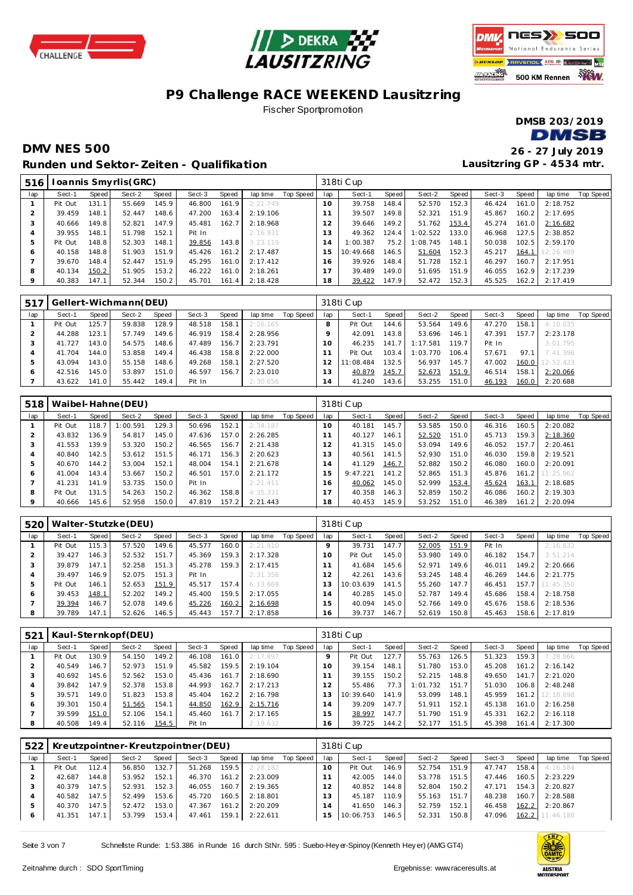# P9 Challenge RACE WEEKEND Lausitzring

Fischer Sportpromotion

DMSB 203/2019

## DMV NES 500

26 - 27 July 2019

### Runden und Sektor-Zeiten - Qualifikation

Lausitzring GP - 4534 mtr.

**516 Ioannis Smyrlis(GRC)** — 318ti Cup

| lap | Sect-1 | Speed | Sect-2 | Speed | Sect-3 | Speed | lap time | Top Speed | lap | Sect-1 | Speed | Sect-2 | Speed | Sect-3 | Speed | lap time | Top Speed |
|---|---|---|---|---|---|---|---|---|---|---|---|---|---|---|---|---|---|
| 1 | Pit Out | 131.1 | 55.669 | 145.9 | 46.800 | 161.9 | 2:21.749 | | 10 | 39.758 | 148.4 | 52.570 | 152.3 | 46.424 | 161.0 | 2:18.752 | |
| 2 | 39.459 | 148.1 | 52.447 | 148.6 | 47.200 | 163.4 | 2:19.106 | | 11 | 39.507 | 149.8 | 52.321 | 151.9 | 45.867 | 160.2 | 2:17.695 | |
| 3 | 40.666 | 149.8 | 52.821 | 147.9 | 45.481 | 162.7 | 2:18.968 | | 12 | 39.646 | 149.2 | 51.762 | 153.4 | 45.274 | 161.0 | 2:16.682 | |
| 4 | 39.955 | 148.1 | 51.798 | 152.1 | Pit In | | 2:16.931 | | 13 | 49.362 | 124.4 | 1:02.522 | 133.0 | 46.968 | 127.5 | 2:38.852 | |
| 5 | Pit Out | 148.8 | 52.303 | 148.1 | 39.856 | 143.8 | 3:23.119 | | 14 | 1:00.387 | 75.2 | 1:08.745 | 148.1 | 50.038 | 102.5 | 2:59.170 | |
| 6 | 40.158 | 148.8 | 51.903 | 151.9 | 45.426 | 161.2 | 2:17.487 | | 15 | 10:49.668 | 146.5 | 51.604 | 152.3 | 45.217 | 164.1 | 12:26.489 | |
| 7 | 39.670 | 148.4 | 52.447 | 151.9 | 45.295 | 161.0 | 2:17.412 | | 16 | 39.926 | 148.4 | 51.728 | 152.1 | 46.297 | 160.7 | 2:17.951 | |
| 8 | 40.134 | 150.2 | 51.905 | 153.2 | 46.222 | 161.0 | 2:18.261 | | 17 | 39.489 | 149.0 | 51.695 | 151.9 | 46.055 | 162.9 | 2:17.239 | |
| 9 | 40.383 | 147.1 | 52.344 | 150.2 | 45.701 | 161.4 | 2:18.428 | | 18 | 39.422 | 147.9 | 52.472 | 152.3 | 45.525 | 162.2 | 2:17.419 | |

**517 Gellert-Wichmann(DEU)** — 318ti Cup

| lap | Sect-1 | Speed | Sect-2 | Speed | Sect-3 | Speed | lap time | Top Speed | lap | Sect-1 | Speed | Sect-2 | Speed | Sect-3 | Speed | lap time | Top Speed |
|---|---|---|---|---|---|---|---|---|---|---|---|---|---|---|---|---|---|
| 1 | Pit Out | 125.7 | 59.838 | 128.9 | 48.518 | 158.1 | 2:26.165 | | 8 | Pit Out | 144.6 | 53.564 | 149.6 | 47.270 | 158.1 | 4:10.035 | |
| 2 | 44.288 | 123.1 | 57.749 | 149.6 | 46.919 | 158.4 | 2:28.956 | | 9 | 42.091 | 143.8 | 53.696 | 146.1 | 47.391 | 157.7 | 2:23.178 | |
| 3 | 41.727 | 143.0 | 54.575 | 148.6 | 47.489 | 156.7 | 2:23.791 | | 10 | 46.235 | 141.7 | 1:17.581 | 119.7 | Pit In | | 3:01.795 | |
| 4 | 41.704 | 144.0 | 53.858 | 149.4 | 46.438 | 158.8 | 2:22.000 | | 11 | Pit Out | 103.4 | 1:03.770 | 106.4 | 57.671 | 97.1 | 7:41.396 | |
| 5 | 43.094 | 143.0 | 55.158 | 148.6 | 49.268 | 158.1 | 2:27.520 | | 12 | 11:08.484 | 132.5 | 56.937 | 145.7 | 47.002 | 160.0 | 12:52.423 | |
| 6 | 42.516 | 145.0 | 53.897 | 151.0 | 46.597 | 156.7 | 2:23.010 | | 13 | 40.879 | 145.7 | 52.673 | 151.9 | 46.514 | 158.1 | 2:20.066 | |
| 7 | 43.622 | 141.0 | 55.442 | 149.4 | Pit In | | 2:30.656 | | 14 | 41.240 | 143.6 | 53.255 | 151.0 | 46.193 | 160.0 | 2:20.688 | |

**518 Waibel-Hahne(DEU)** — 318ti Cup

| lap | Sect-1 | Speed | Sect-2 | Speed | Sect-3 | Speed | lap time | Top Speed | lap | Sect-1 | Speed | Sect-2 | Speed | Sect-3 | Speed | lap time | Top Speed |
|---|---|---|---|---|---|---|---|---|---|---|---|---|---|---|---|---|---|
| 1 | Pit Out | 118.7 | 1:00.591 | 129.3 | 50.696 | 152.1 | 2:34.187 | | 10 | 40.181 | 145.7 | 53.585 | 150.0 | 46.316 | 160.5 | 2:20.082 | |
| 2 | 43.832 | 136.9 | 54.817 | 145.0 | 47.636 | 157.0 | 2:26.285 | | 11 | 40.127 | 146.1 | 52.520 | 151.0 | 45.713 | 159.3 | 2:18.360 | |
| 3 | 41.553 | 139.9 | 53.320 | 150.2 | 46.565 | 156.7 | 2:21.438 | | 12 | 41.315 | 145.0 | 53.094 | 149.6 | 46.052 | 157.7 | 2:20.461 | |
| 4 | 40.840 | 142.5 | 53.612 | 151.5 | 46.171 | 156.3 | 2:20.623 | | 13 | 40.561 | 141.5 | 52.930 | 151.0 | 46.030 | 159.8 | 2:19.521 | |
| 5 | 40.670 | 144.2 | 53.004 | 152.1 | 48.004 | 154.1 | 2:21.678 | | 14 | 41.129 | 146.7 | 52.882 | 150.2 | 46.080 | 160.0 | 2:20.091 | |
| 6 | 41.004 | 143.4 | 53.667 | 150.2 | 46.501 | 157.0 | 2:21.172 | | 15 | 9:47.221 | 141.2 | 52.865 | 151.3 | 45.876 | 161.2 | 11:25.962 | |
| 7 | 41.231 | 141.9 | 53.735 | 150.0 | Pit In | | 2:21.411 | | 16 | 40.062 | 145.0 | 52.999 | 153.4 | 45.624 | 163.1 | 2:18.685 | |
| 8 | Pit Out | 131.5 | 54.263 | 150.2 | 46.362 | 158.8 | 4:35.331 | | 17 | 40.358 | 146.3 | 52.859 | 150.2 | 46.086 | 160.2 | 2:19.303 | |
| 9 | 40.666 | 145.6 | 52.958 | 150.0 | 47.819 | 157.2 | 2:21.443 | | 18 | 40.453 | 145.9 | 53.252 | 151.0 | 46.389 | 161.2 | 2:20.094 | |

**520 Walter-Stutzke(DEU)** — 318ti Cup

| lap | Sect-1 | Speed | Sect-2 | Speed | Sect-3 | Speed | lap time | Top Speed | lap | Sect-1 | Speed | Sect-2 | Speed | Sect-3 | Speed | lap time | Top Speed |
|---|---|---|---|---|---|---|---|---|---|---|---|---|---|---|---|---|---|
| 1 | Pit Out | 115.3 | 57.520 | 149.6 | 45.577 | 160.0 | 2:21.910 | | 9 | 39.731 | 147.7 | 52.005 | 151.9 | Pit In | | 2:16.632 | |
| 2 | 39.427 | 146.3 | 52.532 | 151.7 | 45.369 | 159.3 | 2:17.328 | | 10 | Pit Out | 145.0 | 53.980 | 149.0 | 46.182 | 154.7 | 3:51.214 | |
| 3 | 39.879 | 147.1 | 52.258 | 151.3 | 45.278 | 159.3 | 2:17.415 | | 11 | 41.684 | 145.6 | 52.971 | 149.6 | 46.011 | 149.2 | 2:20.666 | |
| 4 | 39.497 | 146.9 | 52.075 | 151.3 | Pit In | | 2:31.356 | | 12 | 42.261 | 143.6 | 53.245 | 148.4 | 46.269 | 144.6 | 2:21.775 | |
| 5 | Pit Out | 146.1 | 52.653 | 151.9 | 45.517 | 157.4 | 6:13.868 | | 13 | 10:03.639 | 141.5 | 55.260 | 147.7 | 46.451 | 157.7 | 11:45.350 | |
| 6 | 39.453 | 148.1 | 52.202 | 149.2 | 45.400 | 159.5 | 2:17.055 | | 14 | 40.285 | 145.0 | 52.787 | 149.4 | 45.686 | 158.4 | 2:18.758 | |
| 7 | 39.394 | 146.7 | 52.078 | 149.6 | 45.226 | 160.2 | 2:16.698 | | 15 | 40.094 | 145.0 | 52.766 | 149.0 | 45.676 | 158.6 | 2:18.536 | |
| 8 | 39.789 | 147.1 | 52.626 | 146.5 | 45.443 | 157.7 | 2:17.858 | | 16 | 39.737 | 146.7 | 52.619 | 150.8 | 45.463 | 158.6 | 2:17.819 | |

**521 Kaul-Sternkopf(DEU)** — 318ti Cup

| lap | Sect-1 | Speed | Sect-2 | Speed | Sect-3 | Speed | lap time | Top Speed | lap | Sect-1 | Speed | Sect-2 | Speed | Sect-3 | Speed | lap time | Top Speed |
|---|---|---|---|---|---|---|---|---|---|---|---|---|---|---|---|---|---|
| 1 | Pit Out | 130.9 | 54.150 | 149.2 | 46.108 | 161.0 | 2:17.897 | | 9 | Pit Out | 127.7 | 55.763 | 126.5 | 51.323 | 159.3 | 7:28.866 | |
| 2 | 40.549 | 146.7 | 52.973 | 151.9 | 45.582 | 159.5 | 2:19.104 | | 10 | 39.154 | 148.1 | 51.780 | 153.0 | 45.208 | 161.2 | 2:16.142 | |
| 3 | 40.692 | 145.6 | 52.562 | 153.0 | 45.436 | 161.7 | 2:18.690 | | 11 | 39.155 | 150.2 | 52.215 | 148.8 | 49.650 | 141.7 | 2:21.020 | |
| 4 | 39.842 | 147.9 | 52.378 | 153.8 | 44.993 | 162.7 | 2:17.213 | | 12 | 55.486 | 77.3 | 1:01.732 | 151.7 | 51.030 | 106.8 | 2:48.248 | |
| 5 | 39.571 | 149.0 | 51.823 | 153.8 | 45.404 | 162.2 | 2:16.798 | | 13 | 10:39.640 | 141.9 | 53.099 | 148.1 | 45.959 | 161.2 | 12:18.698 | |
| 6 | 39.301 | 150.4 | 51.565 | 154.1 | 44.850 | 162.9 | 2:15.716 | | 14 | 39.209 | 147.7 | 51.911 | 152.1 | 45.138 | 161.0 | 2:16.258 | |
| 7 | 39.599 | 151.0 | 52.106 | 154.1 | 45.460 | 161.7 | 2:17.165 | | 15 | 38.997 | 147.7 | 51.790 | 151.9 | 45.331 | 162.2 | 2:16.118 | |
| 8 | 40.508 | 149.4 | 52.116 | 154.5 | Pit In | | 2:19.632 | | 16 | 39.725 | 144.2 | 52.177 | 151.5 | 45.398 | 161.4 | 2:17.300 | |

**522 Kreutzpointner-Kreutzpointner(DEU)** — 318ti Cup

| lap | Sect-1 | Speed | Sect-2 | Speed | Sect-3 | Speed | lap time | Top Speed | lap | Sect-1 | Speed | Sect-2 | Speed | Sect-3 | Speed | lap time | Top Speed |
|---|---|---|---|---|---|---|---|---|---|---|---|---|---|---|---|---|---|
| 1 | Pit Out | 112.4 | 56.850 | 132.7 | 51.268 | 159.5 | 2:28.182 | | 10 | Pit Out | 146.9 | 52.754 | 151.9 | 47.747 | 158.4 | 4:16.584 | |
| 2 | 42.687 | 144.8 | 53.952 | 152.1 | 46.370 | 161.2 | 2:23.009 | | 11 | 42.005 | 144.0 | 53.778 | 151.5 | 47.446 | 160.5 | 2:23.229 | |
| 3 | 40.379 | 147.5 | 52.931 | 152.3 | 46.055 | 160.7 | 2:19.365 | | 12 | 40.852 | 146.4 | 52.804 | 150.2 | 47.171 | 154.3 | 2:20.827 | |
| 4 | 40.582 | 147.5 | 52.499 | 153.6 | 45.720 | 160.5 | 2:18.801 | | 13 | 45.187 | 110.9 | 55.163 | 151.7 | 48.238 | 160.7 | 2:28.588 | |
| 5 | 40.370 | 147.5 | 52.472 | 153.0 | 47.367 | 161.2 | 2:20.209 | | 14 | 41.650 | 146.3 | 52.759 | 152.1 | 46.458 | 162.2 | 2:20.867 | |
| 6 | 41.351 | 147.1 | 53.799 | 153.4 | 47.461 | 159.1 | 2:22.611 | | 15 | 10:06.753 | 146.5 | 52.331 | 150.8 | 47.096 | 162.2 | 11:46.180 | |

Schnellste Runde: 1:53.386 in Runde 16 durch StNr. 595 : Suebo-Heyer-Spinoy (Kenneth Heyer) (AMG GT4)

Zeitnahme durch : SDO SportTiming

Ergebnisse: www.raceresults.at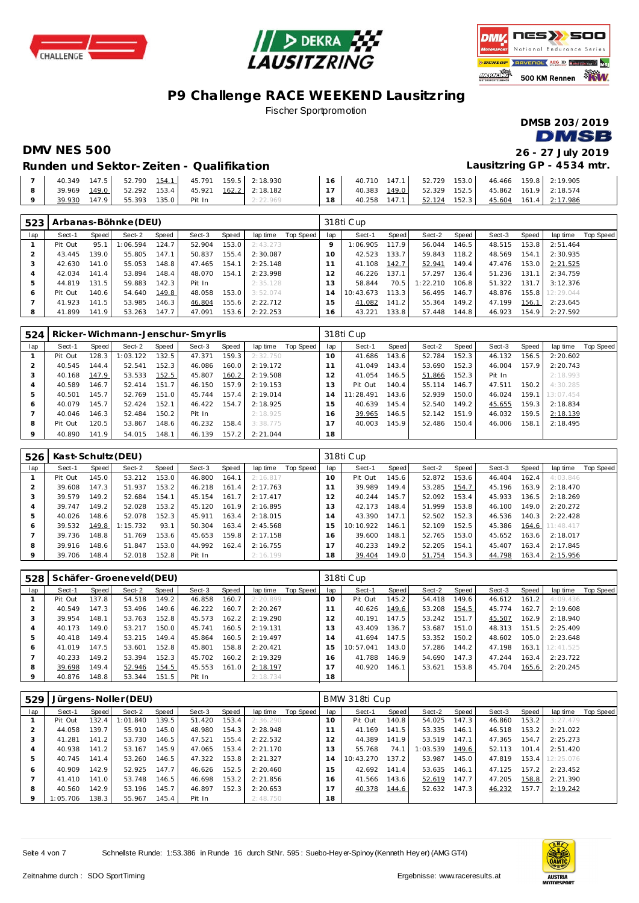# P9 Challenge RACE WEEKEND Lausitzring

Fischer Sportpromotion

DMSB 203/2019

## DMV NES 500

26 - 27 July 2019

## Runden und Sektor-Zeiten - Qualifikation

Lausitzring GP - 4534 mtr.

| lap | Sect-1 | Speed | Sect-2 | Speed | Sect-3 | Speed | lap time | Top Speed | lap | Sect-1 | Speed | Sect-2 | Speed | Sect-3 | Speed | lap time | Top Speed |
|---|---|---|---|---|---|---|---|---|---|---|---|---|---|---|---|---|---|
| 7 | 40.349 | 147.5 | 52.790 | 154.1 | 45.791 | 159.5 | 2:18.930 | | 16 | 40.710 | 147.1 | 52.729 | 153.0 | 46.466 | 159.8 | 2:19.905 | |
| 8 | 39.969 | 149.0 | 52.292 | 153.4 | 45.921 | 162.2 | 2:18.182 | | 17 | 40.383 | 149.0 | 52.329 | 152.5 | 45.862 | 161.9 | 2:18.574 | |
| 9 | 39.930 | 147.9 | 55.393 | 135.0 | Pit In | | 2:22.969 | | 18 | 40.258 | 147.1 | 52.124 | 152.3 | 45.604 | 161.4 | 2:17.986 | |

### 523 Arbanas-Böhnke(DEU) — 318ti Cup

| lap | Sect-1 | Speed | Sect-2 | Speed | Sect-3 | Speed | lap time | Top Speed | lap | Sect-1 | Speed | Sect-2 | Speed | Sect-3 | Speed | lap time | Top Speed |
|---|---|---|---|---|---|---|---|---|---|---|---|---|---|---|---|---|---|
| 1 | Pit Out | 95.1 | 1:06.594 | 124.7 | 52.904 | 153.0 | 2:43.273 | | 9 | 1:06.905 | 117.9 | 56.044 | 146.5 | 48.515 | 153.8 | 2:51.464 | |
| 2 | 43.445 | 139.0 | 55.805 | 147.1 | 50.837 | 155.4 | 2:30.087 | | 10 | 42.523 | 133.7 | 59.843 | 118.2 | 48.569 | 154.1 | 2:30.935 | |
| 3 | 42.630 | 141.0 | 55.053 | 148.8 | 47.465 | 154.1 | 2:25.148 | | 11 | 41.108 | 142.7 | 52.941 | 149.4 | 47.476 | 153.0 | 2:21.525 | |
| 4 | 42.034 | 141.4 | 53.894 | 148.4 | 48.070 | 154.1 | 2:23.998 | | 12 | 46.226 | 137.1 | 57.297 | 136.4 | 51.236 | 131.1 | 2:34.759 | |
| 5 | 44.819 | 131.5 | 59.883 | 142.3 | Pit In | | 2:35.128 | | 13 | 58.844 | 70.5 | 1:22.210 | 106.8 | 51.322 | 131.7 | 3:12.376 | |
| 6 | Pit Out | 140.6 | 54.640 | 149.8 | 48.058 | 153.0 | 3:52.074 | | 14 | 10:43.673 | 113.3 | 56.495 | 146.7 | 48.876 | 155.8 | 12:29.044 | |
| 7 | 41.923 | 141.5 | 53.985 | 146.3 | 46.804 | 155.6 | 2:22.712 | | 15 | 41.082 | 141.2 | 55.364 | 149.2 | 47.199 | 156.1 | 2:23.645 | |
| 8 | 41.899 | 141.9 | 53.263 | 147.7 | 47.091 | 153.6 | 2:22.253 | | 16 | 43.221 | 133.8 | 57.448 | 144.8 | 46.923 | 154.9 | 2:27.592 | |

### 524 Ricker-Wichmann-Jenschur-Smyrlis — 318ti Cup

| lap | Sect-1 | Speed | Sect-2 | Speed | Sect-3 | Speed | lap time | Top Speed | lap | Sect-1 | Speed | Sect-2 | Speed | Sect-3 | Speed | lap time | Top Speed |
|---|---|---|---|---|---|---|---|---|---|---|---|---|---|---|---|---|---|
| 1 | Pit Out | 128.3 | 1:03.122 | 132.5 | 47.371 | 159.3 | 2:32.750 | | 10 | 41.686 | 143.6 | 52.784 | 152.3 | 46.132 | 156.5 | 2:20.602 | |
| 2 | 40.545 | 144.4 | 52.541 | 152.3 | 46.086 | 160.0 | 2:19.172 | | 11 | 41.049 | 143.4 | 53.690 | 152.3 | 46.004 | 157.9 | 2:20.743 | |
| 3 | 40.168 | 147.9 | 53.533 | 152.5 | 45.807 | 160.2 | 2:19.508 | | 12 | 41.054 | 146.5 | 51.866 | 152.3 | Pit In | | 2:18.993 | |
| 4 | 40.589 | 146.7 | 52.414 | 151.7 | 46.150 | 157.9 | 2:19.153 | | 13 | Pit Out | 140.4 | 55.114 | 146.7 | 47.511 | 150.2 | 4:30.285 | |
| 5 | 40.501 | 145.7 | 52.769 | 151.0 | 45.744 | 157.4 | 2:19.014 | | 14 | 11:28.491 | 143.6 | 52.939 | 150.0 | 46.024 | 159.1 | 13:07.454 | |
| 6 | 40.079 | 145.7 | 52.424 | 152.1 | 46.422 | 154.7 | 2:18.925 | | 15 | 40.639 | 145.4 | 52.540 | 149.2 | 45.655 | 159.3 | 2:18.834 | |
| 7 | 40.046 | 146.3 | 52.484 | 150.2 | Pit In | | 2:18.925 | | 16 | 39.965 | 146.5 | 52.142 | 151.9 | 46.032 | 159.5 | 2:18.139 | |
| 8 | Pit Out | 120.5 | 53.867 | 148.6 | 46.232 | 158.4 | 3:38.775 | | 17 | 40.003 | 145.9 | 52.486 | 150.4 | 46.006 | 158.1 | 2:18.495 | |
| 9 | 40.890 | 141.9 | 54.015 | 148.1 | 46.139 | 157.2 | 2:21.044 | | 18 | | | | | | | | |

### 526 Kast-Schultz(DEU) — 318ti Cup

| lap | Sect-1 | Speed | Sect-2 | Speed | Sect-3 | Speed | lap time | Top Speed | lap | Sect-1 | Speed | Sect-2 | Speed | Sect-3 | Speed | lap time | Top Speed |
|---|---|---|---|---|---|---|---|---|---|---|---|---|---|---|---|---|---|
| 1 | Pit Out | 145.0 | 53.212 | 153.0 | 46.800 | 164.1 | 2:16.817 | | 10 | Pit Out | 145.6 | 52.872 | 153.6 | 46.404 | 162.4 | 4:03.846 | |
| 2 | 39.608 | 147.3 | 51.937 | 153.2 | 46.218 | 161.4 | 2:17.763 | | 11 | 39.989 | 149.4 | 53.285 | 154.7 | 45.196 | 163.9 | 2:18.470 | |
| 3 | 39.579 | 149.2 | 52.684 | 154.1 | 45.154 | 161.7 | 2:17.417 | | 12 | 40.244 | 145.7 | 52.092 | 153.4 | 45.933 | 136.5 | 2:18.269 | |
| 4 | 39.747 | 149.2 | 52.028 | 153.2 | 45.120 | 161.9 | 2:16.895 | | 13 | 42.173 | 148.4 | 51.999 | 153.8 | 46.100 | 149.0 | 2:20.272 | |
| 5 | 40.026 | 148.6 | 52.078 | 152.3 | 45.911 | 163.4 | 2:18.015 | | 14 | 43.390 | 147.1 | 52.502 | 152.3 | 46.536 | 140.3 | 2:22.428 | |
| 6 | 39.532 | 149.8 | 1:15.732 | 93.1 | 50.304 | 163.4 | 2:45.568 | | 15 | 10:10.922 | 146.1 | 52.109 | 152.5 | 45.386 | 164.6 | 11:48.417 | |
| 7 | 39.736 | 148.8 | 51.769 | 153.6 | 45.653 | 159.8 | 2:17.158 | | 16 | 39.600 | 148.1 | 52.765 | 153.0 | 45.652 | 163.6 | 2:18.017 | |
| 8 | 39.916 | 148.6 | 51.847 | 153.0 | 44.992 | 162.4 | 2:16.755 | | 17 | 40.233 | 149.2 | 52.205 | 154.1 | 45.407 | 163.4 | 2:17.845 | |
| 9 | 39.706 | 148.4 | 52.018 | 152.8 | Pit In | | 2:16.199 | | 18 | 39.404 | 149.0 | 51.754 | 154.3 | 44.798 | 163.4 | 2:15.956 | |

### 528 Schäfer-Groeneveld(DEU) — 318ti Cup

| lap | Sect-1 | Speed | Sect-2 | Speed | Sect-3 | Speed | lap time | Top Speed | lap | Sect-1 | Speed | Sect-2 | Speed | Sect-3 | Speed | lap time | Top Speed |
|---|---|---|---|---|---|---|---|---|---|---|---|---|---|---|---|---|---|
| 1 | Pit Out | 137.8 | 54.518 | 149.2 | 46.858 | 160.7 | 2:20.899 | | 10 | Pit Out | 145.2 | 54.418 | 149.6 | 46.612 | 161.2 | 4:09.436 | |
| 2 | 40.549 | 147.3 | 53.496 | 149.6 | 46.222 | 160.7 | 2:20.267 | | 11 | 40.626 | 149.6 | 53.208 | 154.5 | 45.774 | 162.7 | 2:19.608 | |
| 3 | 39.954 | 148.1 | 53.763 | 152.8 | 45.573 | 162.2 | 2:19.290 | | 12 | 40.191 | 147.5 | 53.242 | 151.7 | 45.507 | 162.9 | 2:18.940 | |
| 4 | 40.173 | 149.0 | 53.217 | 150.0 | 45.741 | 160.5 | 2:19.131 | | 13 | 43.409 | 136.7 | 53.687 | 151.0 | 48.313 | 151.5 | 2:25.409 | |
| 5 | 40.418 | 149.4 | 53.215 | 149.4 | 45.864 | 160.5 | 2:19.497 | | 14 | 41.694 | 147.5 | 53.352 | 150.2 | 48.602 | 105.0 | 2:23.648 | |
| 6 | 41.019 | 147.5 | 53.601 | 152.8 | 45.801 | 158.8 | 2:20.421 | | 15 | 10:57.041 | 143.0 | 57.286 | 144.2 | 47.198 | 163.1 | 12:41.525 | |
| 7 | 40.233 | 149.2 | 53.394 | 152.3 | 45.702 | 160.2 | 2:19.329 | | 16 | 41.788 | 146.9 | 54.690 | 147.3 | 47.244 | 163.4 | 2:23.722 | |
| 8 | 39.698 | 149.4 | 52.946 | 154.5 | 45.553 | 161.0 | 2:18.197 | | 17 | 40.920 | 146.1 | 53.621 | 153.8 | 45.704 | 165.6 | 2:20.245 | |
| 9 | 40.876 | 148.8 | 53.344 | 151.5 | Pit In | | 2:18.734 | | 18 | | | | | | | | |

### 529 Jürgens-Noller(DEU) — BMW 318ti Cup

| lap | Sect-1 | Speed | Sect-2 | Speed | Sect-3 | Speed | lap time | Top Speed | lap | Sect-1 | Speed | Sect-2 | Speed | Sect-3 | Speed | lap time | Top Speed |
|---|---|---|---|---|---|---|---|---|---|---|---|---|---|---|---|---|---|
| 1 | Pit Out | 132.4 | 1:01.840 | 139.5 | 51.420 | 153.4 | 2:36.290 | | 10 | Pit Out | 140.8 | 54.025 | 147.3 | 46.860 | 153.2 | 3:27.479 | |
| 2 | 44.058 | 139.7 | 55.910 | 145.0 | 48.980 | 154.3 | 2:28.948 | | 11 | 41.169 | 141.5 | 53.335 | 146.1 | 46.518 | 153.2 | 2:21.022 | |
| 3 | 41.281 | 141.2 | 53.730 | 146.5 | 47.521 | 155.4 | 2:22.532 | | 12 | 44.389 | 141.9 | 53.519 | 147.1 | 47.365 | 154.7 | 2:25.273 | |
| 4 | 40.938 | 141.2 | 53.167 | 145.9 | 47.065 | 153.4 | 2:21.170 | | 13 | 55.768 | 74.1 | 1:03.539 | 149.6 | 52.113 | 101.4 | 2:51.420 | |
| 5 | 40.745 | 141.4 | 53.260 | 146.5 | 47.322 | 153.8 | 2:21.327 | | 14 | 10:43.270 | 137.2 | 53.987 | 145.0 | 47.819 | 153.4 | 12:25.076 | |
| 6 | 40.909 | 142.9 | 52.925 | 147.7 | 46.626 | 152.5 | 2:20.460 | | 15 | 42.692 | 141.4 | 53.635 | 146.1 | 47.125 | 157.2 | 2:23.452 | |
| 7 | 41.410 | 141.0 | 53.748 | 146.5 | 46.698 | 153.2 | 2:21.856 | | 16 | 41.566 | 143.6 | 52.619 | 147.7 | 47.205 | 158.8 | 2:21.390 | |
| 8 | 40.560 | 142.9 | 53.196 | 145.7 | 46.897 | 152.3 | 2:20.653 | | 17 | 40.378 | 144.6 | 52.632 | 147.3 | 46.232 | 157.7 | 2:19.242 | |
| 9 | 1:05.706 | 138.3 | 55.967 | 145.4 | Pit In | | 2:48.750 | | 18 | | | | | | | | |

Schnelste Runde: 1:53.386 in Runde 16 durch StNr. 595 : Suebo-Heyer-Spinoy (Kenneth Heyer) (AMG GT4)

Zeitnahme durch : SDO SportTiming

Ergebnisse: www.raceresults.at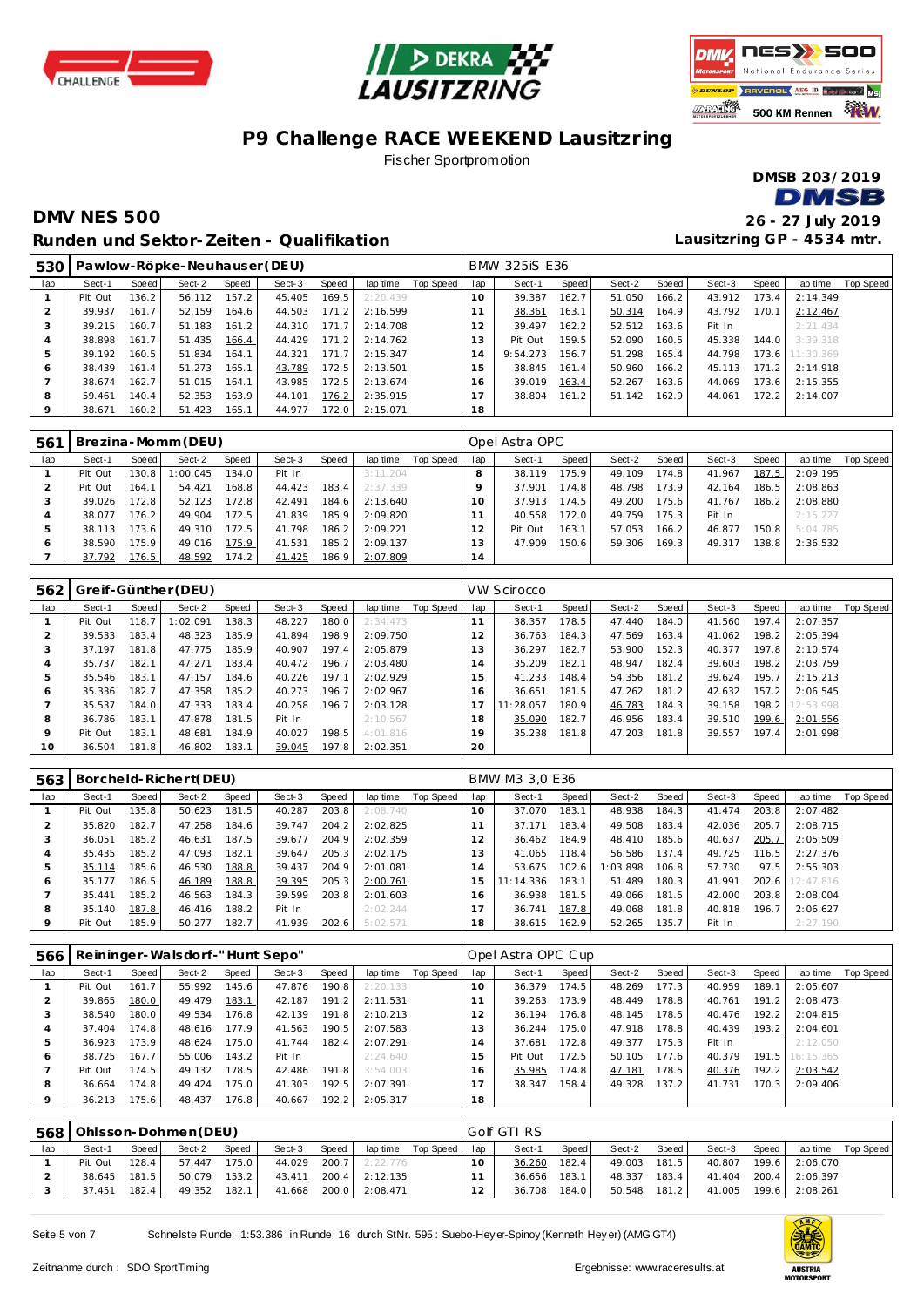# P9 Challenge RACE WEEKEND Lausitzring

Fischer Sportpromotion

DMSB 203/2019

## DMV NES 500

26 - 27 July 2019

### Runden und Sektor-Zeiten - Qualifikation

Lausitzring GP - 4534 mtr.

| 530 | Pawlow-Röpke-Neuhauser(DEU) | | | | | | | | BMW 325iS E36 | | | | | | | | | |
|---|---|---|---|---|---|---|---|---|---|---|---|---|---|---|---|---|---|---|
| lap | Sect-1 | Speed | Sect-2 | Speed | Sect-3 | Speed | lap time | Top Speed | lap | Sect-1 | Speed | Sect-2 | Speed | Sect-3 | Speed | lap time | Top Speed |
| 1 | Pit Out | 136.2 | 56.112 | 157.2 | 45.405 | 169.5 | 2:20.439 | | 10 | 39.387 | 162.7 | 51.050 | 166.2 | 43.912 | 173.4 | 2:14.349 | |
| 2 | 39.937 | 161.7 | 52.159 | 164.6 | 44.503 | 171.2 | 2:16.599 | | 11 | 38.361 | 163.1 | 50.314 | 164.9 | 43.792 | 170.1 | 2:12.467 | |
| 3 | 39.215 | 160.7 | 51.183 | 161.2 | 44.310 | 171.7 | 2:14.708 | | 12 | 39.497 | 162.2 | 52.512 | 163.6 | Pit In | | 2:21.434 | |
| 4 | 38.898 | 161.7 | 51.435 | 166.4 | 44.429 | 171.2 | 2:14.762 | | 13 | Pit Out | 159.5 | 52.090 | 160.5 | 45.338 | 144.0 | 3:39.318 | |
| 5 | 39.192 | 160.5 | 51.834 | 164.1 | 44.321 | 171.7 | 2:15.347 | | 14 | 9:54.273 | 156.7 | 51.298 | 165.4 | 44.798 | 173.6 | 11:30.369 | |
| 6 | 38.439 | 161.4 | 51.273 | 165.1 | 43.789 | 172.5 | 2:13.501 | | 15 | 38.845 | 161.4 | 50.960 | 166.2 | 45.113 | 171.2 | 2:14.918 | |
| 7 | 38.674 | 162.7 | 51.015 | 164.1 | 43.985 | 172.5 | 2:13.674 | | 16 | 39.019 | 163.4 | 52.267 | 163.6 | 44.069 | 173.6 | 2:15.355 | |
| 8 | 59.461 | 140.4 | 52.353 | 163.9 | 44.101 | 176.2 | 2:35.915 | | 17 | 38.804 | 161.2 | 51.142 | 162.9 | 44.061 | 172.2 | 2:14.007 | |
| 9 | 38.671 | 160.2 | 51.423 | 165.1 | 44.977 | 172.0 | 2:15.071 | | 18 | | | | | | | | |

| 561 | Brezina-Momm(DEU) | | | | | | | | Opel Astra OPC | | | | | | | | | |
|---|---|---|---|---|---|---|---|---|---|---|---|---|---|---|---|---|---|---|
| lap | Sect-1 | Speed | Sect-2 | Speed | Sect-3 | Speed | lap time | Top Speed | lap | Sect-1 | Speed | Sect-2 | Speed | Sect-3 | Speed | lap time | Top Speed |
| 1 | Pit Out | 130.8 | 1:00.045 | 134.0 | Pit In | | 3:11.204 | | 8 | 38.119 | 175.9 | 49.109 | 174.8 | 41.967 | 187.5 | 2:09.195 | |
| 2 | Pit Out | 164.1 | 54.421 | 168.8 | 44.423 | 183.4 | 2:37.339 | | 9 | 37.901 | 174.8 | 48.798 | 173.9 | 42.164 | 186.5 | 2:08.863 | |
| 3 | 39.026 | 172.8 | 52.123 | 172.8 | 42.491 | 184.6 | 2:13.640 | | 10 | 37.913 | 174.5 | 49.200 | 175.6 | 41.767 | 186.2 | 2:08.880 | |
| 4 | 38.077 | 176.2 | 49.904 | 172.5 | 41.839 | 185.9 | 2:09.820 | | 11 | 40.558 | 172.0 | 49.759 | 175.3 | Pit In | | 2:15.227 | |
| 5 | 38.113 | 173.6 | 49.310 | 172.5 | 41.798 | 186.2 | 2:09.221 | | 12 | Pit Out | 163.1 | 57.053 | 166.2 | 46.877 | 150.8 | 5:04.785 | |
| 6 | 38.590 | 175.9 | 49.016 | 175.9 | 41.531 | 185.2 | 2:09.137 | | 13 | 47.909 | 150.6 | 59.306 | 169.3 | 49.317 | 138.8 | 2:36.532 | |
| 7 | 37.792 | 176.5 | 48.592 | 174.2 | 41.425 | 186.9 | 2:07.809 | | 14 | | | | | | | | |

| 562 | Greif-Günther(DEU) | | | | | | | | VW Scirocco | | | | | | | | | |
|---|---|---|---|---|---|---|---|---|---|---|---|---|---|---|---|---|---|---|
| lap | Sect-1 | Speed | Sect-2 | Speed | Sect-3 | Speed | lap time | Top Speed | lap | Sect-1 | Speed | Sect-2 | Speed | Sect-3 | Speed | lap time | Top Speed |
| 1 | Pit Out | 118.7 | 1:02.091 | 138.3 | 48.227 | 180.0 | 2:34.473 | | 11 | 38.357 | 178.5 | 47.440 | 184.0 | 41.560 | 197.4 | 2:07.357 | |
| 2 | 39.533 | 183.4 | 48.323 | 185.9 | 41.894 | 198.9 | 2:09.750 | | 12 | 36.763 | 184.3 | 47.569 | 163.4 | 41.062 | 198.2 | 2:05.394 | |
| 3 | 37.197 | 181.8 | 47.775 | 185.9 | 40.907 | 197.4 | 2:05.879 | | 13 | 36.297 | 182.7 | 53.900 | 152.3 | 40.377 | 197.8 | 2:10.574 | |
| 4 | 35.737 | 182.1 | 47.271 | 183.4 | 40.472 | 196.7 | 2:03.480 | | 14 | 35.209 | 182.1 | 48.947 | 182.4 | 39.603 | 198.2 | 2:03.759 | |
| 5 | 35.546 | 183.1 | 47.157 | 184.6 | 40.226 | 197.1 | 2:02.929 | | 15 | 41.233 | 148.4 | 54.356 | 181.2 | 39.624 | 195.7 | 2:15.213 | |
| 6 | 35.336 | 182.7 | 47.358 | 185.2 | 40.273 | 196.7 | 2:02.967 | | 16 | 36.651 | 181.5 | 47.262 | 181.2 | 42.632 | 157.2 | 2:06.545 | |
| 7 | 35.537 | 184.0 | 47.333 | 183.4 | 40.258 | 196.7 | 2:03.128 | | 17 | 11:28.057 | 180.9 | 46.783 | 184.3 | 39.158 | 198.2 | 12:53.998 | |
| 8 | 36.786 | 183.1 | 47.878 | 181.5 | Pit In | | 2:10.567 | | 18 | 35.090 | 182.7 | 46.956 | 183.4 | 39.510 | 199.6 | 2:01.556 | |
| 9 | Pit Out | 183.1 | 48.681 | 184.9 | 40.027 | 198.5 | 4:01.816 | | 19 | 35.238 | 181.8 | 47.203 | 181.8 | 39.557 | 197.4 | 2:01.998 | |
| 10 | 36.504 | 181.8 | 46.802 | 183.1 | 39.045 | 197.8 | 2:02.351 | | 20 | | | | | | | | |

| 563 | Borcheld-Richert(DEU) | | | | | | | | BMW M3 3,0 E36 | | | | | | | | | |
|---|---|---|---|---|---|---|---|---|---|---|---|---|---|---|---|---|---|---|
| lap | Sect-1 | Speed | Sect-2 | Speed | Sect-3 | Speed | lap time | Top Speed | lap | Sect-1 | Speed | Sect-2 | Speed | Sect-3 | Speed | lap time | Top Speed |
| 1 | Pit Out | 135.8 | 50.623 | 181.5 | 40.287 | 203.8 | 2:08.740 | | 10 | 37.070 | 183.1 | 48.938 | 184.3 | 41.474 | 203.8 | 2:07.482 | |
| 2 | 35.820 | 182.7 | 47.258 | 184.6 | 39.747 | 204.2 | 2:02.825 | | 11 | 37.171 | 183.4 | 49.508 | 183.4 | 42.036 | 205.7 | 2:08.715 | |
| 3 | 36.051 | 185.2 | 46.631 | 187.5 | 39.677 | 204.9 | 2:02.359 | | 12 | 36.462 | 184.9 | 48.410 | 185.6 | 40.637 | 205.7 | 2:05.509 | |
| 4 | 35.435 | 185.2 | 47.093 | 182.1 | 39.647 | 205.3 | 2:02.175 | | 13 | 41.065 | 118.4 | 56.586 | 137.4 | 49.725 | 116.5 | 2:27.376 | |
| 5 | 35.114 | 185.6 | 46.530 | 188.8 | 39.437 | 204.9 | 2:01.081 | | 14 | 53.675 | 102.6 | 1:03.898 | 106.8 | 57.730 | 97.5 | 2:55.303 | |
| 6 | 35.177 | 186.5 | 46.189 | 188.8 | 39.395 | 205.3 | 2:00.761 | | 15 | 11:14.336 | 183.1 | 51.489 | 180.3 | 41.991 | 202.6 | 12:47.816 | |
| 7 | 35.441 | 185.2 | 46.563 | 184.3 | 39.599 | 203.8 | 2:01.603 | | 16 | 36.938 | 181.5 | 49.066 | 181.5 | 42.000 | 203.8 | 2:08.004 | |
| 8 | 36.130 | 187.8 | 46.416 | 188.2 | Pit In | | 2:02.244 | | 17 | 36.741 | 187.8 | 49.068 | 181.8 | 40.818 | 196.7 | 2:06.627 | |
| 9 | Pit Out | 185.9 | 50.277 | 182.7 | 41.939 | 202.6 | 5:02.571 | | 18 | 38.615 | 162.9 | 52.265 | 135.7 | Pit In | | 2:27.190 | |

| 566 | Reininger-Walsdorf-"Hunt Sepo" | | | | | | | | Opel Astra OPC Cup | | | | | | | | | |
|---|---|---|---|---|---|---|---|---|---|---|---|---|---|---|---|---|---|---|
| lap | Sect-1 | Speed | Sect-2 | Speed | Sect-3 | Speed | lap time | Top Speed | lap | Sect-1 | Speed | Sect-2 | Speed | Sect-3 | Speed | lap time | Top Speed |
| 1 | Pit Out | 161.7 | 55.992 | 145.6 | 47.876 | 190.8 | 2:20.133 | | 10 | 36.379 | 174.5 | 48.269 | 177.3 | 40.959 | 189.1 | 2:05.607 | |
| 2 | 39.865 | 180.0 | 49.479 | 183.1 | 42.187 | 191.2 | 2:11.531 | | 11 | 39.263 | 173.9 | 48.449 | 178.8 | 40.761 | 191.2 | 2:08.473 | |
| 3 | 38.540 | 180.0 | 49.534 | 176.8 | 42.139 | 191.8 | 2:10.213 | | 12 | 36.194 | 176.8 | 48.145 | 178.5 | 40.476 | 192.2 | 2:04.815 | |
| 4 | 37.404 | 174.8 | 48.616 | 177.9 | 41.563 | 190.5 | 2:07.583 | | 13 | 36.244 | 175.0 | 47.918 | 178.8 | 40.439 | 193.2 | 2:04.601 | |
| 5 | 36.923 | 173.9 | 48.624 | 175.0 | 41.744 | 182.4 | 2:07.291 | | 14 | 37.681 | 172.8 | 49.377 | 175.3 | Pit In | | 2:12.050 | |
| 6 | 38.725 | 167.7 | 55.006 | 143.2 | Pit In | | 2:24.640 | | 15 | Pit Out | 172.5 | 50.105 | 177.6 | 40.379 | 191.5 | 16:15.365 | |
| 7 | Pit Out | 174.5 | 49.132 | 178.5 | 42.486 | 191.8 | 3:54.003 | | 16 | 35.985 | 174.8 | 47.181 | 178.5 | 40.376 | 192.2 | 2:03.542 | |
| 8 | 36.664 | 174.8 | 49.424 | 175.0 | 41.303 | 192.5 | 2:07.391 | | 17 | 38.347 | 158.4 | 49.328 | 137.2 | 41.731 | 170.3 | 2:09.406 | |
| 9 | 36.213 | 175.6 | 48.437 | 176.8 | 40.667 | 192.2 | 2:05.317 | | 18 | | | | | | | | |

| 568 | Ohlsson-Dohmen(DEU) | | | | | | | | Golf GTI RS | | | | | | | | | |
|---|---|---|---|---|---|---|---|---|---|---|---|---|---|---|---|---|---|---|
| lap | Sect-1 | Speed | Sect-2 | Speed | Sect-3 | Speed | lap time | Top Speed | lap | Sect-1 | Speed | Sect-2 | Speed | Sect-3 | Speed | lap time | Top Speed |
| 1 | Pit Out | 128.4 | 57.447 | 175.0 | 44.029 | 200.7 | 2:22.776 | | 10 | 36.260 | 182.4 | 49.003 | 181.5 | 40.807 | 199.6 | 2:06.070 | |
| 2 | 38.645 | 181.5 | 50.079 | 153.2 | 43.411 | 200.4 | 2:12.135 | | 11 | 36.656 | 183.1 | 48.337 | 183.4 | 41.404 | 200.4 | 2:06.397 | |
| 3 | 37.451 | 182.4 | 49.352 | 182.1 | 41.668 | 200.0 | 2:08.471 | | 12 | 36.708 | 184.0 | 50.548 | 181.2 | 41.005 | 199.6 | 2:08.261 | |

Schnellste Runde: 1:53.386 in Runde 16 durch StNr. 595 : Suebo-Heyer-Spinoy (Kenneth Heyer) (AMG GT4)

Zeitnahme durch : SDO SportTiming

Ergebnisse: www.raceresults.at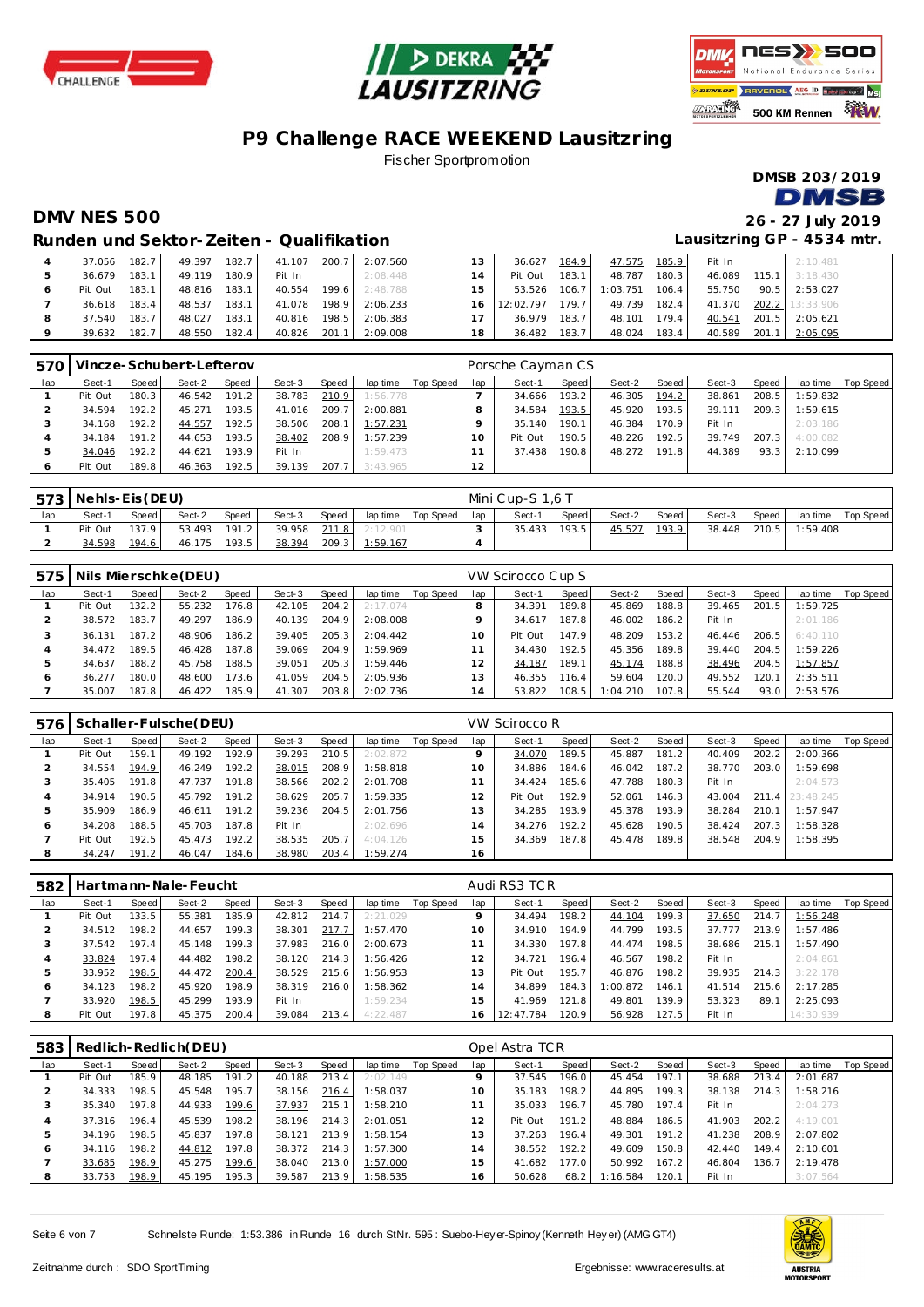# P9 Challenge RACE WEEKEND Lausitzring

Fischer Sportpromotion

DMSB 203/2019

## DMV NES 500

26 - 27 July 2019

## Runden und Sektor-Zeiten - Qualifikation

Lausitzring GP - 4534 mtr.

| lap | Sect-1 | Speed | Sect-2 | Speed | Sect-3 | Speed | lap time | Top Speed | lap | Sect-1 | Speed | Sect-2 | Speed | Sect-3 | Speed | lap time | Top Speed |
|---|---|---|---|---|---|---|---|---|---|---|---|---|---|---|---|---|---|
| 4 | 37.056 | 182.7 | 49.397 | 182.7 | 41.107 | 200.7 | 2:07.560 | | 13 | 36.627 | 184.9 | 47.575 | 185.9 | Pit In | | 2:10.481 | |
| 5 | 36.679 | 183.1 | 49.119 | 180.9 | Pit In | | 2:08.448 | | 14 | Pit Out | 183.1 | 48.787 | 180.3 | 46.089 | 115.1 | 3:18.430 | |
| 6 | Pit Out | 183.1 | 48.816 | 183.1 | 40.554 | 199.6 | 2:48.788 | | 15 | 53.526 | 106.7 | 1:03.751 | 106.4 | 55.750 | 90.5 | 2:53.027 | |
| 7 | 36.618 | 183.4 | 48.537 | 183.1 | 41.078 | 198.9 | 2:06.233 | | 16 | 12:02.797 | 179.7 | 49.739 | 182.4 | 41.370 | 202.2 | 13:33.906 | |
| 8 | 37.540 | 183.7 | 48.027 | 183.1 | 40.816 | 198.5 | 2:06.383 | | 17 | 36.979 | 183.7 | 48.101 | 179.4 | 40.541 | 201.5 | 2:05.621 | |
| 9 | 39.632 | 182.7 | 48.550 | 182.4 | 40.826 | 201.1 | 2:09.008 | | 18 | 36.482 | 183.7 | 48.024 | 183.4 | 40.589 | 201.1 | 2:05.095 | |

### 570 Vincze-Schubert-Lefterov — Porsche Cayman CS

| lap | Sect-1 | Speed | Sect-2 | Speed | Sect-3 | Speed | lap time | Top Speed | lap | Sect-1 | Speed | Sect-2 | Speed | Sect-3 | Speed | lap time | Top Speed |
|---|---|---|---|---|---|---|---|---|---|---|---|---|---|---|---|---|---|
| 1 | Pit Out | 180.3 | 46.542 | 191.2 | 38.783 | 210.9 | 1:56.778 | | 7 | 34.666 | 193.2 | 46.305 | 194.2 | 38.861 | 208.5 | 1:59.832 | |
| 2 | 34.594 | 192.2 | 45.271 | 193.5 | 41.016 | 209.7 | 2:00.881 | | 8 | 34.584 | 193.5 | 45.920 | 193.5 | 39.111 | 209.3 | 1:59.615 | |
| 3 | 34.168 | 192.2 | 44.557 | 192.5 | 38.506 | 208.1 | 1:57.231 | | 9 | 35.140 | 190.1 | 46.384 | 170.9 | Pit In | | 2:03.186 | |
| 4 | 34.184 | 191.2 | 44.653 | 193.5 | 38.402 | 208.9 | 1:57.239 | | 10 | Pit Out | 190.5 | 48.226 | 192.5 | 39.749 | 207.3 | 4:00.082 | |
| 5 | 34.046 | 192.2 | 44.621 | 193.9 | Pit In | | 1:59.473 | | 11 | 37.438 | 190.8 | 48.272 | 191.8 | 44.389 | 93.3 | 2:10.099 | |
| 6 | Pit Out | 189.8 | 46.363 | 192.5 | 39.139 | 207.7 | 3:43.965 | | 12 | | | | | | | | |

### 573 Nehls-Eis(DEU) — Mini Cup-S 1,6 T

| lap | Sect-1 | Speed | Sect-2 | Speed | Sect-3 | Speed | lap time | Top Speed | lap | Sect-1 | Speed | Sect-2 | Speed | Sect-3 | Speed | lap time | Top Speed |
|---|---|---|---|---|---|---|---|---|---|---|---|---|---|---|---|---|---|
| 1 | Pit Out | 137.9 | 53.493 | 191.2 | 39.958 | 211.8 | 2:12.901 | | 3 | 35.433 | 193.5 | 45.527 | 193.9 | 38.448 | 210.5 | 1:59.408 | |
| 2 | 34.598 | 194.6 | 46.175 | 193.5 | 38.394 | 209.3 | 1:59.167 | | 4 | | | | | | | | |

### 575 Nils Mierschke(DEU) — VW Scirocco Cup S

| lap | Sect-1 | Speed | Sect-2 | Speed | Sect-3 | Speed | lap time | Top Speed | lap | Sect-1 | Speed | Sect-2 | Speed | Sect-3 | Speed | lap time | Top Speed |
|---|---|---|---|---|---|---|---|---|---|---|---|---|---|---|---|---|---|
| 1 | Pit Out | 132.2 | 55.232 | 176.8 | 42.105 | 204.2 | 2:17.074 | | 8 | 34.391 | 189.8 | 45.869 | 188.8 | 39.465 | 201.5 | 1:59.725 | |
| 2 | 38.572 | 183.7 | 49.297 | 186.9 | 40.139 | 204.9 | 2:08.008 | | 9 | 34.617 | 187.8 | 46.002 | 186.2 | Pit In | | 2:01.186 | |
| 3 | 36.131 | 187.2 | 48.906 | 186.2 | 39.405 | 205.3 | 2:04.442 | | 10 | Pit Out | 147.9 | 48.209 | 153.2 | 46.446 | 206.5 | 6:40.110 | |
| 4 | 34.472 | 189.5 | 46.428 | 187.8 | 39.069 | 204.9 | 1:59.969 | | 11 | 34.430 | 192.5 | 45.356 | 189.8 | 39.440 | 204.5 | 1:59.226 | |
| 5 | 34.637 | 188.2 | 45.758 | 188.5 | 39.051 | 205.3 | 1:59.446 | | 12 | 34.187 | 189.1 | 45.174 | 188.8 | 38.496 | 204.5 | 1:57.857 | |
| 6 | 36.277 | 180.0 | 48.600 | 173.6 | 41.059 | 204.5 | 2:05.936 | | 13 | 46.355 | 116.4 | 59.604 | 120.0 | 49.552 | 120.1 | 2:35.511 | |
| 7 | 35.007 | 187.8 | 46.422 | 185.9 | 41.307 | 203.8 | 2:02.736 | | 14 | 53.822 | 108.5 | 1:04.210 | 107.8 | 55.544 | 93.0 | 2:53.576 | |

### 576 Schaller-Fulsche(DEU) — VW Scirocco R

| lap | Sect-1 | Speed | Sect-2 | Speed | Sect-3 | Speed | lap time | Top Speed | lap | Sect-1 | Speed | Sect-2 | Speed | Sect-3 | Speed | lap time | Top Speed |
|---|---|---|---|---|---|---|---|---|---|---|---|---|---|---|---|---|---|
| 1 | Pit Out | 159.1 | 49.192 | 192.9 | 39.293 | 210.5 | 2:02.872 | | 9 | 34.070 | 189.5 | 45.887 | 181.2 | 40.409 | 202.2 | 2:00.366 | |
| 2 | 34.554 | 194.9 | 46.249 | 192.2 | 38.015 | 208.9 | 1:58.818 | | 10 | 34.886 | 184.6 | 46.042 | 187.2 | 38.770 | 203.0 | 1:59.698 | |
| 3 | 35.405 | 191.8 | 47.737 | 191.8 | 38.566 | 202.2 | 2:01.708 | | 11 | 34.424 | 185.6 | 47.788 | 180.3 | Pit In | | 2:04.573 | |
| 4 | 34.914 | 190.5 | 45.792 | 191.2 | 38.629 | 205.7 | 1:59.335 | | 12 | Pit Out | 192.9 | 52.061 | 146.3 | 43.004 | 211.4 | 23:48.245 | |
| 5 | 35.909 | 186.9 | 46.611 | 191.2 | 39.236 | 204.5 | 2:01.756 | | 13 | 34.285 | 193.9 | 45.378 | 193.9 | 38.284 | 210.1 | 1:57.947 | |
| 6 | 34.208 | 188.5 | 45.703 | 187.8 | Pit In | | 2:02.696 | | 14 | 34.276 | 192.2 | 45.628 | 190.5 | 38.424 | 207.3 | 1:58.328 | |
| 7 | Pit Out | 192.5 | 45.473 | 192.2 | 38.535 | 205.7 | 4:04.126 | | 15 | 34.369 | 187.8 | 45.478 | 189.8 | 38.548 | 204.9 | 1:58.395 | |
| 8 | 34.247 | 191.2 | 46.047 | 184.6 | 38.980 | 203.4 | 1:59.274 | | 16 | | | | | | | | |

### 582 Hartmann-Nale-Feucht — Audi RS3 TCR

| lap | Sect-1 | Speed | Sect-2 | Speed | Sect-3 | Speed | lap time | Top Speed | lap | Sect-1 | Speed | Sect-2 | Speed | Sect-3 | Speed | lap time | Top Speed |
|---|---|---|---|---|---|---|---|---|---|---|---|---|---|---|---|---|---|
| 1 | Pit Out | 133.5 | 55.381 | 185.9 | 42.812 | 214.7 | 2:21.029 | | 9 | 34.494 | 198.2 | 44.104 | 199.3 | 37.650 | 214.7 | 1:56.248 | |
| 2 | 34.512 | 198.2 | 44.657 | 199.3 | 38.301 | 217.7 | 1:57.470 | | 10 | 34.910 | 194.9 | 44.799 | 193.5 | 37.777 | 213.9 | 1:57.486 | |
| 3 | 37.542 | 197.4 | 45.148 | 199.3 | 37.983 | 216.0 | 2:00.673 | | 11 | 34.330 | 197.8 | 44.474 | 198.5 | 38.686 | 215.1 | 1:57.490 | |
| 4 | 33.824 | 197.4 | 44.482 | 198.2 | 38.120 | 214.3 | 1:56.426 | | 12 | 34.721 | 196.4 | 46.567 | 198.2 | Pit In | | 2:04.861 | |
| 5 | 33.952 | 198.5 | 44.472 | 200.4 | 38.529 | 215.6 | 1:56.953 | | 13 | Pit Out | 195.7 | 46.876 | 198.2 | 39.935 | 214.3 | 3:22.178 | |
| 6 | 34.123 | 198.2 | 45.920 | 198.9 | 38.319 | 216.0 | 1:58.362 | | 14 | 34.899 | 184.3 | 1:00.872 | 146.1 | 41.514 | 215.6 | 2:17.285 | |
| 7 | 33.920 | 198.5 | 45.299 | 193.9 | Pit In | | 1:59.234 | | 15 | 41.969 | 121.8 | 49.801 | 139.9 | 53.323 | 89.1 | 2:25.093 | |
| 8 | Pit Out | 197.8 | 45.375 | 200.4 | 39.084 | 213.4 | 4:22.487 | | 16 | 12:47.784 | 120.9 | 56.928 | 127.5 | Pit In | | 14:30.939 | |

### 583 Redlich-Redlich(DEU) — Opel Astra TCR

| lap | Sect-1 | Speed | Sect-2 | Speed | Sect-3 | Speed | lap time | Top Speed | lap | Sect-1 | Speed | Sect-2 | Speed | Sect-3 | Speed | lap time | Top Speed |
|---|---|---|---|---|---|---|---|---|---|---|---|---|---|---|---|---|---|
| 1 | Pit Out | 185.9 | 48.185 | 191.2 | 40.188 | 213.4 | 2:02.149 | | 9 | 37.545 | 196.0 | 45.454 | 197.1 | 38.688 | 213.4 | 2:01.687 | |
| 2 | 34.333 | 198.5 | 45.548 | 195.7 | 38.156 | 216.4 | 1:58.037 | | 10 | 35.183 | 198.2 | 44.895 | 199.3 | 38.138 | 214.3 | 1:58.216 | |
| 3 | 35.340 | 197.8 | 44.933 | 199.6 | 37.937 | 215.1 | 1:58.210 | | 11 | 35.033 | 196.7 | 45.780 | 197.4 | Pit In | | 2:04.273 | |
| 4 | 37.316 | 196.4 | 45.539 | 198.2 | 38.196 | 214.3 | 2:01.051 | | 12 | Pit Out | 191.2 | 48.884 | 186.5 | 41.903 | 202.2 | 4:19.001 | |
| 5 | 34.196 | 198.5 | 45.837 | 197.8 | 38.121 | 213.9 | 1:58.154 | | 13 | 37.263 | 196.4 | 49.301 | 191.2 | 41.238 | 208.9 | 2:07.802 | |
| 6 | 34.116 | 198.2 | 44.812 | 197.8 | 38.372 | 214.3 | 1:57.300 | | 14 | 38.552 | 192.2 | 49.609 | 150.8 | 42.440 | 149.4 | 2:10.601 | |
| 7 | 33.685 | 198.9 | 45.275 | 199.6 | 38.040 | 213.0 | 1:57.000 | | 15 | 41.682 | 177.0 | 50.992 | 167.2 | 46.804 | 136.7 | 2:19.478 | |
| 8 | 33.753 | 198.9 | 45.195 | 195.3 | 39.587 | 213.9 | 1:58.535 | | 16 | 50.628 | 68.2 | 1:16.584 | 120.1 | Pit In | | 3:07.564 | |

Schnelste Runde: 1:53.386 in Runde 16 durch StNr. 595 : Suebo-Heyer-Spinoy (Kenneth Heyer) (AMG GT4)

Zeitnahme durch : SDO SportTiming

Ergebnisse: www.raceresults.at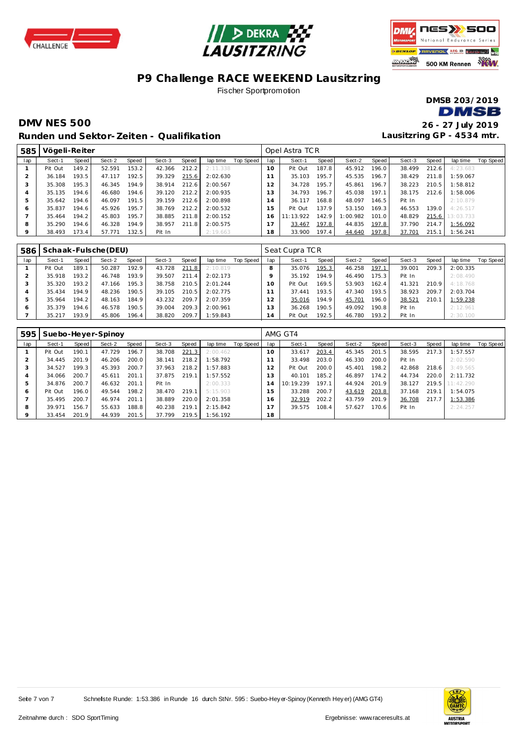# P9 Challenge RACE WEEKEND Lausitzring

Fischer Sportpromotion

DMSB 203/2019

## DMV NES 500

26 - 27 July 2019

## Runden und Sektor-Zeiten - Qualifikation

Lausitzring GP - 4534 mtr.

| 585 | Vögeli-Reiter | | | | | | | | Opel Astra TCR | | | | | | | | |
|---|---|---|---|---|---|---|---|---|---|---|---|---|---|---|---|---|---|
| lap | Sect-1 | Speed | Sect-2 | Speed | Sect-3 | Speed | lap time | Top Speed | lap | Sect-1 | Speed | Sect-2 | Speed | Sect-3 | Speed | lap time | Top Speed |
| 1 | Pit Out | 149.2 | 52.591 | 153.2 | 42.366 | 212.2 | 2:11.338 | | 10 | Pit Out | 187.8 | 45.912 | 196.0 | 38.499 | 212.6 | 4:23.683 | |
| 2 | 36.184 | 193.5 | 47.117 | 192.5 | 39.329 | 215.6 | 2:02.630 | | 11 | 35.103 | 195.7 | 45.535 | 196.7 | 38.429 | 211.8 | 1:59.067 | |
| 3 | 35.308 | 195.3 | 46.345 | 194.9 | 38.914 | 212.6 | 2:00.567 | | 12 | 34.728 | 195.7 | 45.861 | 196.7 | 38.223 | 210.5 | 1:58.812 | |
| 4 | 35.135 | 194.6 | 46.680 | 194.6 | 39.120 | 212.2 | 2:00.935 | | 13 | 34.793 | 196.7 | 45.038 | 197.1 | 38.175 | 212.6 | 1:58.006 | |
| 5 | 35.642 | 194.6 | 46.097 | 191.5 | 39.159 | 212.6 | 2:00.898 | | 14 | 36.117 | 168.8 | 48.097 | 146.5 | Pit In | | 2:10.879 | |
| 6 | 35.837 | 194.6 | 45.926 | 195.7 | 38.769 | 212.2 | 2:00.532 | | 15 | Pit Out | 137.9 | 53.150 | 169.3 | 46.553 | 139.0 | 4:26.517 | |
| 7 | 35.464 | 194.2 | 45.803 | 195.7 | 38.885 | 211.8 | 2:00.152 | | 16 | 11:13.922 | 142.9 | 1:00.982 | 101.0 | 48.829 | 215.6 | 13:03.733 | |
| 8 | 35.290 | 194.6 | 46.328 | 194.9 | 38.957 | 211.8 | 2:00.575 | | 17 | 33.467 | 197.8 | 44.835 | 197.8 | 37.790 | 214.7 | 1:56.092 | |
| 9 | 38.493 | 173.4 | 57.771 | 132.5 | Pit In | | 2:19.663 | | 18 | 33.900 | 197.4 | 44.640 | 197.8 | 37.701 | 215.1 | 1:56.241 | |

| 586 | Schaak-Fulsche(DEU) | | | | | | | | Seat Cupra TCR | | | | | | | | |
|---|---|---|---|---|---|---|---|---|---|---|---|---|---|---|---|---|---|
| lap | Sect-1 | Speed | Sect-2 | Speed | Sect-3 | Speed | lap time | Top Speed | lap | Sect-1 | Speed | Sect-2 | Speed | Sect-3 | Speed | lap time | Top Speed |
| 1 | Pit Out | 189.1 | 50.287 | 192.9 | 43.728 | 211.8 | 2:10.819 | | 8 | 35.076 | 195.3 | 46.258 | 197.1 | 39.001 | 209.3 | 2:00.335 | |
| 2 | 35.918 | 193.2 | 46.748 | 193.9 | 39.507 | 211.4 | 2:02.173 | | 9 | 35.192 | 194.9 | 46.490 | 175.3 | Pit In | | 2:08.490 | |
| 3 | 35.320 | 193.2 | 47.166 | 195.3 | 38.758 | 210.5 | 2:01.244 | | 10 | Pit Out | 169.5 | 53.903 | 162.4 | 41.321 | 210.9 | 4:18.768 | |
| 4 | 35.434 | 194.9 | 48.236 | 190.5 | 39.105 | 210.5 | 2:02.775 | | 11 | 37.441 | 193.5 | 47.340 | 193.5 | 38.923 | 209.7 | 2:03.704 | |
| 5 | 35.964 | 194.2 | 48.163 | 184.9 | 43.232 | 209.7 | 2:07.359 | | 12 | 35.016 | 194.9 | 45.701 | 196.0 | 38.521 | 210.1 | 1:59.238 | |
| 6 | 35.379 | 194.6 | 46.578 | 190.5 | 39.004 | 209.3 | 2:00.961 | | 13 | 36.268 | 190.5 | 49.092 | 190.8 | Pit In | | 2:12.961 | |
| 7 | 35.217 | 193.9 | 45.806 | 196.4 | 38.820 | 209.7 | 1:59.843 | | 14 | Pit Out | 192.5 | 46.780 | 193.2 | Pit In | | 2:30.100 | |

| 595 | Suebo-Heyer-Spinoy | | | | | | | | AMG GT4 | | | | | | | | |
|---|---|---|---|---|---|---|---|---|---|---|---|---|---|---|---|---|---|
| lap | Sect-1 | Speed | Sect-2 | Speed | Sect-3 | Speed | lap time | Top Speed | lap | Sect-1 | Speed | Sect-2 | Speed | Sect-3 | Speed | lap time | Top Speed |
| 1 | Pit Out | 190.1 | 47.729 | 196.7 | 38.708 | 221.3 | 2:00.462 | | 10 | 33.617 | 203.4 | 45.345 | 201.5 | 38.595 | 217.3 | 1:57.557 | |
| 2 | 34.445 | 201.9 | 46.206 | 200.0 | 38.141 | 218.2 | 1:58.792 | | 11 | 33.498 | 203.0 | 46.330 | 200.0 | Pit In | | 2:02.590 | |
| 3 | 34.527 | 199.3 | 45.393 | 200.7 | 37.963 | 218.2 | 1:57.883 | | 12 | Pit Out | 200.0 | 45.401 | 198.2 | 42.868 | 218.6 | 3:49.565 | |
| 4 | 34.066 | 200.7 | 45.611 | 201.1 | 37.875 | 219.1 | 1:57.552 | | 13 | 40.101 | 185.2 | 46.897 | 174.2 | 44.734 | 220.0 | 2:11.732 | |
| 5 | 34.876 | 200.7 | 46.632 | 201.1 | Pit In | | 2:00.333 | | 14 | 10:19.239 | 197.1 | 44.924 | 201.9 | 38.127 | 219.5 | 11:42.290 | |
| 6 | Pit Out | 196.0 | 49.544 | 198.2 | 38.470 | 219.1 | 5:15.903 | | 15 | 33.288 | 200.7 | 43.619 | 203.8 | 37.168 | 219.1 | 1:54.075 | |
| 7 | 35.495 | 200.7 | 46.974 | 201.1 | 38.889 | 220.0 | 2:01.358 | | 16 | 32.919 | 202.2 | 43.759 | 201.9 | 36.708 | 217.7 | 1:53.386 | |
| 8 | 39.971 | 156.7 | 55.633 | 188.8 | 40.238 | 219.1 | 2:15.842 | | 17 | 39.575 | 108.4 | 57.627 | 170.6 | Pit In | | 2:24.257 | |
| 9 | 33.454 | 201.9 | 44.939 | 201.5 | 37.799 | 219.5 | 1:56.192 | | 18 | | | | | | | | |

Schnellste Runde: 1:53.386 in Runde 16 durch StNr. 595 : Suebo-Heyer-Spinoy (Kenneth Heyer) (AMG GT4)

Zeitnahme durch : SDO SportTiming

Ergebnisse: www.raceresults.at